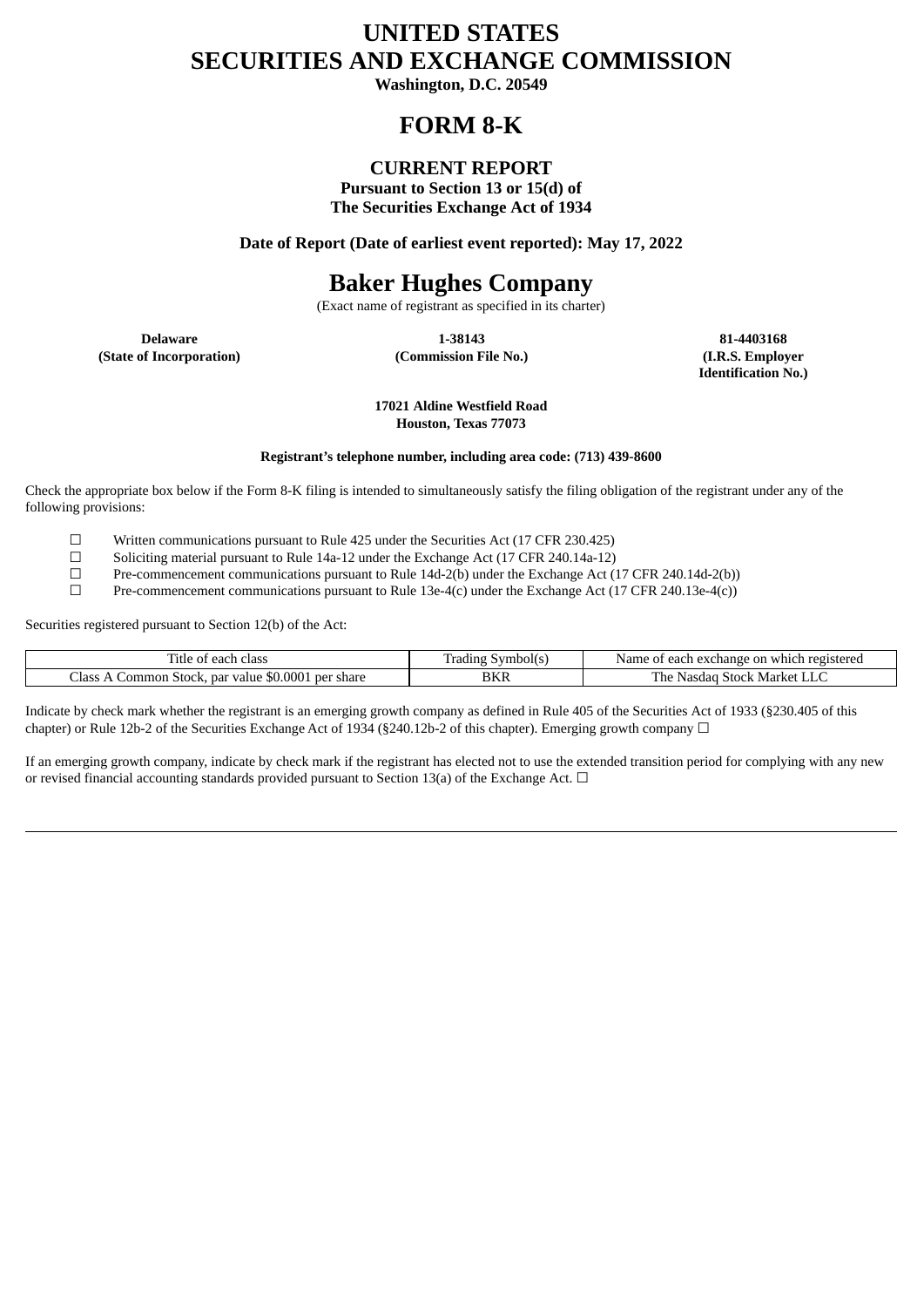# UNITED STATES
# SECURITIES AND EXCHANGE COMMISSION

**Washington, D.C. 20549**

# FORM 8-K

## CURRENT REPORT

**Pursuant to Section 13 or 15(d) of**
**The Securities Exchange Act of 1934**

**Date of Report (Date of earliest event reported): May 17, 2022**

# Baker Hughes Company

(Exact name of registrant as specified in its charter)

| **Delaware** | **1-38143** | **81-4403168** |
|---|---|---|
| **(State of Incorporation)** | **(Commission File No.)** | **(I.R.S. Employer Identification No.)** |

**17021 Aldine Westfield Road**
**Houston, Texas 77073**

**Registrant's telephone number, including area code: (713) 439-8600**

Check the appropriate box below if the Form 8-K filing is intended to simultaneously satisfy the filing obligation of the registrant under any of the following provisions:

☐ Written communications pursuant to Rule 425 under the Securities Act (17 CFR 230.425)

☐ Soliciting material pursuant to Rule 14a-12 under the Exchange Act (17 CFR 240.14a-12)

☐ Pre-commencement communications pursuant to Rule 14d-2(b) under the Exchange Act (17 CFR 240.14d-2(b))

☐ Pre-commencement communications pursuant to Rule 13e-4(c) under the Exchange Act (17 CFR 240.13e-4(c))

Securities registered pursuant to Section 12(b) of the Act:

| Title of each class | Trading Symbol(s) | Name of each exchange on which registered |
|---|---|---|
| Class A Common Stock, par value $0.0001 per share | BKR | The Nasdaq Stock Market LLC |

Indicate by check mark whether the registrant is an emerging growth company as defined in Rule 405 of the Securities Act of 1933 (§230.405 of this chapter) or Rule 12b-2 of the Securities Exchange Act of 1934 (§240.12b-2 of this chapter). Emerging growth company ☐

If an emerging growth company, indicate by check mark if the registrant has elected not to use the extended transition period for complying with any new or revised financial accounting standards provided pursuant to Section 13(a) of the Exchange Act. ☐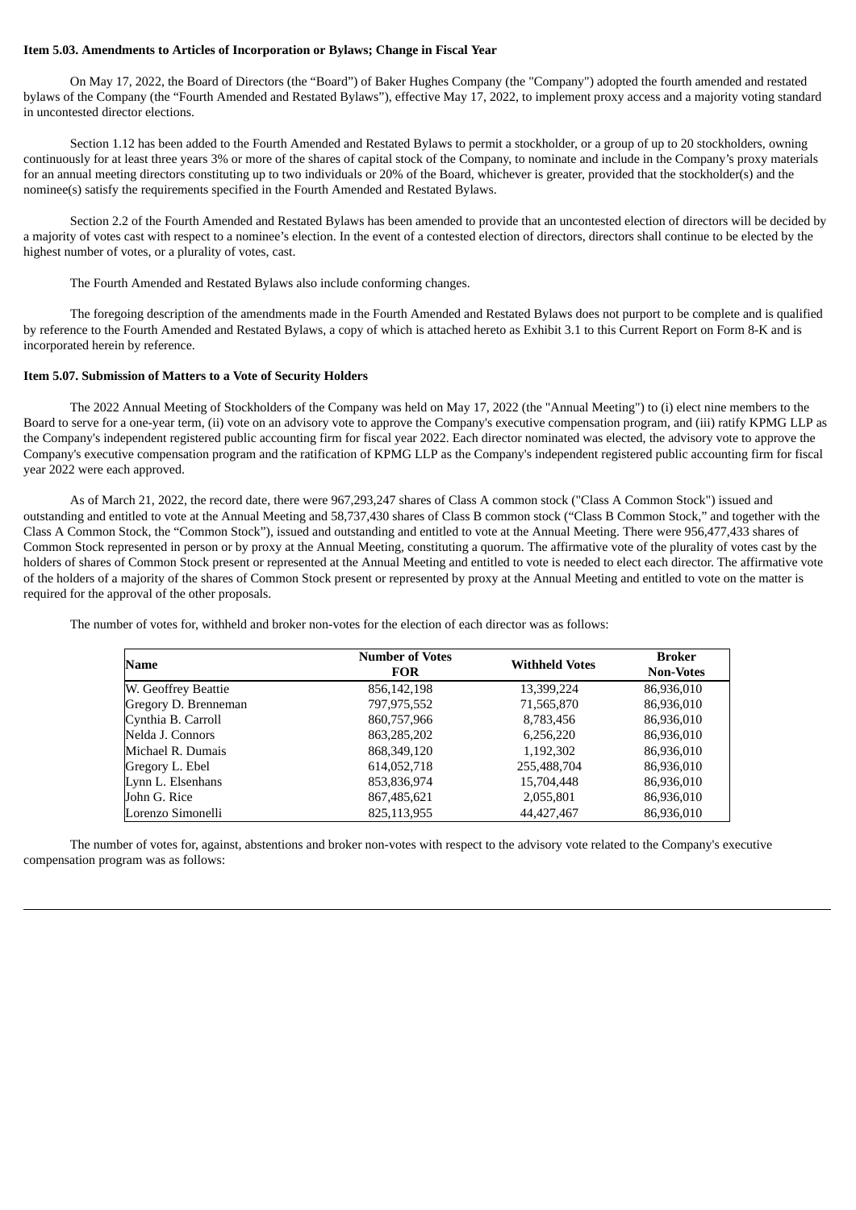**Item 5.03. Amendments to Articles of Incorporation or Bylaws; Change in Fiscal Year**

On May 17, 2022, the Board of Directors (the "Board") of Baker Hughes Company (the "Company") adopted the fourth amended and restated bylaws of the Company (the "Fourth Amended and Restated Bylaws"), effective May 17, 2022, to implement proxy access and a majority voting standard in uncontested director elections.

Section 1.12 has been added to the Fourth Amended and Restated Bylaws to permit a stockholder, or a group of up to 20 stockholders, owning continuously for at least three years 3% or more of the shares of capital stock of the Company, to nominate and include in the Company's proxy materials for an annual meeting directors constituting up to two individuals or 20% of the Board, whichever is greater, provided that the stockholder(s) and the nominee(s) satisfy the requirements specified in the Fourth Amended and Restated Bylaws.

Section 2.2 of the Fourth Amended and Restated Bylaws has been amended to provide that an uncontested election of directors will be decided by a majority of votes cast with respect to a nominee's election. In the event of a contested election of directors, directors shall continue to be elected by the highest number of votes, or a plurality of votes, cast.

The Fourth Amended and Restated Bylaws also include conforming changes.

The foregoing description of the amendments made in the Fourth Amended and Restated Bylaws does not purport to be complete and is qualified by reference to the Fourth Amended and Restated Bylaws, a copy of which is attached hereto as Exhibit 3.1 to this Current Report on Form 8-K and is incorporated herein by reference.

**Item 5.07. Submission of Matters to a Vote of Security Holders**

The 2022 Annual Meeting of Stockholders of the Company was held on May 17, 2022 (the "Annual Meeting") to (i) elect nine members to the Board to serve for a one-year term, (ii) vote on an advisory vote to approve the Company's executive compensation program, and (iii) ratify KPMG LLP as the Company's independent registered public accounting firm for fiscal year 2022. Each director nominated was elected, the advisory vote to approve the Company's executive compensation program and the ratification of KPMG LLP as the Company's independent registered public accounting firm for fiscal year 2022 were each approved.

As of March 21, 2022, the record date, there were 967,293,247 shares of Class A common stock ("Class A Common Stock") issued and outstanding and entitled to vote at the Annual Meeting and 58,737,430 shares of Class B common stock ("Class B Common Stock," and together with the Class A Common Stock, the "Common Stock"), issued and outstanding and entitled to vote at the Annual Meeting. There were 956,477,433 shares of Common Stock represented in person or by proxy at the Annual Meeting, constituting a quorum. The affirmative vote of the plurality of votes cast by the holders of shares of Common Stock present or represented at the Annual Meeting and entitled to vote is needed to elect each director. The affirmative vote of the holders of a majority of the shares of Common Stock present or represented by proxy at the Annual Meeting and entitled to vote on the matter is required for the approval of the other proposals.

The number of votes for, withheld and broker non-votes for the election of each director was as follows:

| Name | Number of Votes FOR | Withheld Votes | Broker Non-Votes |
|---|---|---|---|
| W. Geoffrey Beattie | 856,142,198 | 13,399,224 | 86,936,010 |
| Gregory D. Brenneman | 797,975,552 | 71,565,870 | 86,936,010 |
| Cynthia B. Carroll | 860,757,966 | 8,783,456 | 86,936,010 |
| Nelda J. Connors | 863,285,202 | 6,256,220 | 86,936,010 |
| Michael R. Dumais | 868,349,120 | 1,192,302 | 86,936,010 |
| Gregory L. Ebel | 614,052,718 | 255,488,704 | 86,936,010 |
| Lynn L. Elsenhans | 853,836,974 | 15,704,448 | 86,936,010 |
| John G. Rice | 867,485,621 | 2,055,801 | 86,936,010 |
| Lorenzo Simonelli | 825,113,955 | 44,427,467 | 86,936,010 |

The number of votes for, against, abstentions and broker non-votes with respect to the advisory vote related to the Company's executive compensation program was as follows: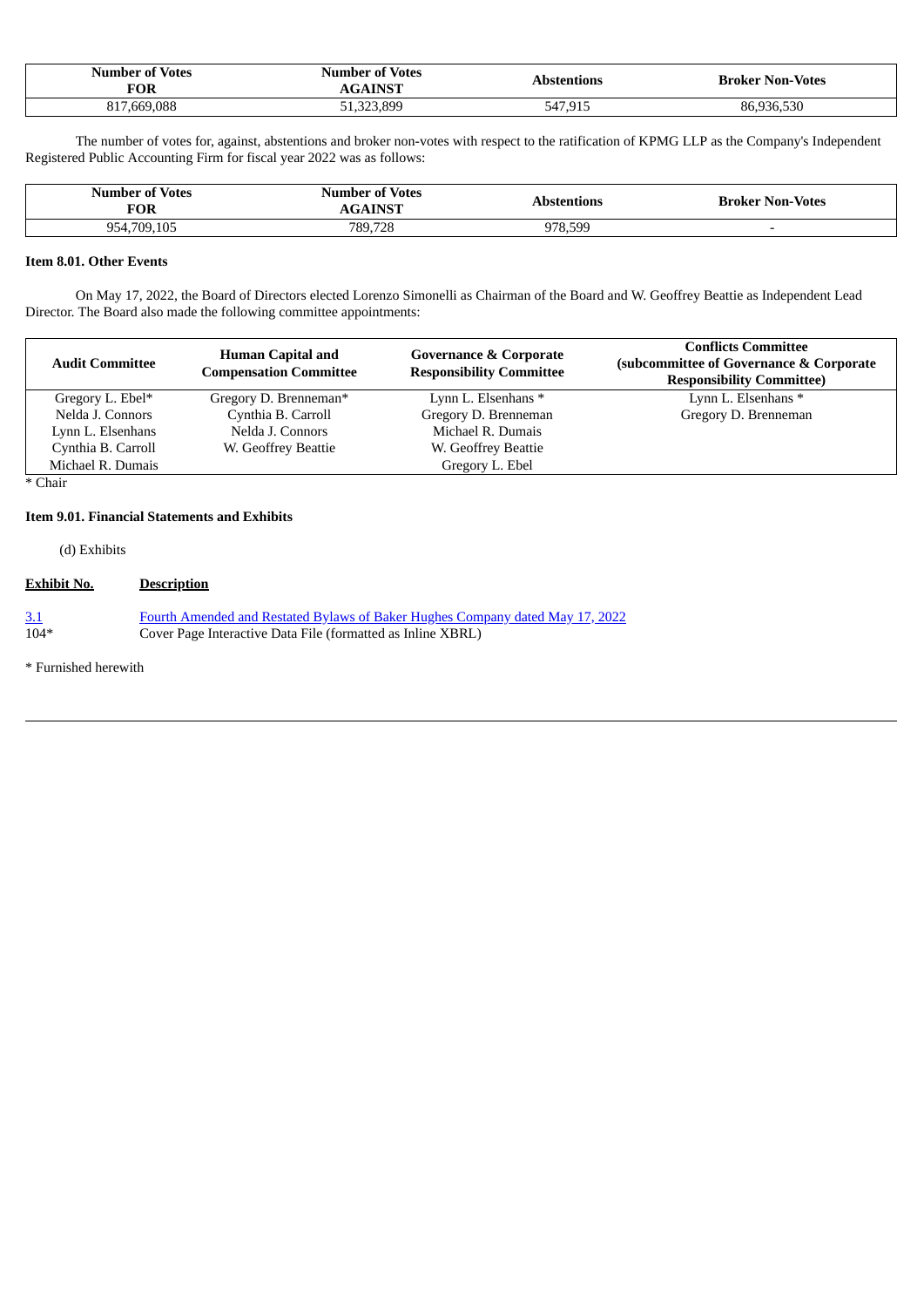| Number of Votes FOR | Number of Votes AGAINST | Abstentions | Broker Non-Votes |
|---|---|---|---|
| 817,669,088 | 51,323,899 | 547,915 | 86,936,530 |

The number of votes for, against, abstentions and broker non-votes with respect to the ratification of KPMG LLP as the Company's Independent Registered Public Accounting Firm for fiscal year 2022 was as follows:

| Number of Votes FOR | Number of Votes AGAINST | Abstentions | Broker Non-Votes |
|---|---|---|---|
| 954,709,105 | 789,728 | 978,599 | - |

**Item 8.01. Other Events**

On May 17, 2022, the Board of Directors elected Lorenzo Simonelli as Chairman of the Board and W. Geoffrey Beattie as Independent Lead Director. The Board also made the following committee appointments:

| Audit Committee | Human Capital and Compensation Committee | Governance & Corporate Responsibility Committee | Conflicts Committee (subcommittee of Governance & Corporate Responsibility Committee) |
|---|---|---|---|
| Gregory L. Ebel* | Gregory D. Brenneman* | Lynn L. Elsenhans * | Lynn L. Elsenhans * |
| Nelda J. Connors | Cynthia B. Carroll | Gregory D. Brenneman | Gregory D. Brenneman |
| Lynn L. Elsenhans | Nelda J. Connors | Michael R. Dumais | |
| Cynthia B. Carroll | W. Geoffrey Beattie | W. Geoffrey Beattie | |
| Michael R. Dumais | | Gregory L. Ebel | |

* Chair

**Item 9.01. Financial Statements and Exhibits**

(d) Exhibits

| Exhibit No. | Description |
|---|---|
| 3.1 | Fourth Amended and Restated Bylaws of Baker Hughes Company dated May 17, 2022 |
| 104* | Cover Page Interactive Data File (formatted as Inline XBRL) |

* Furnished herewith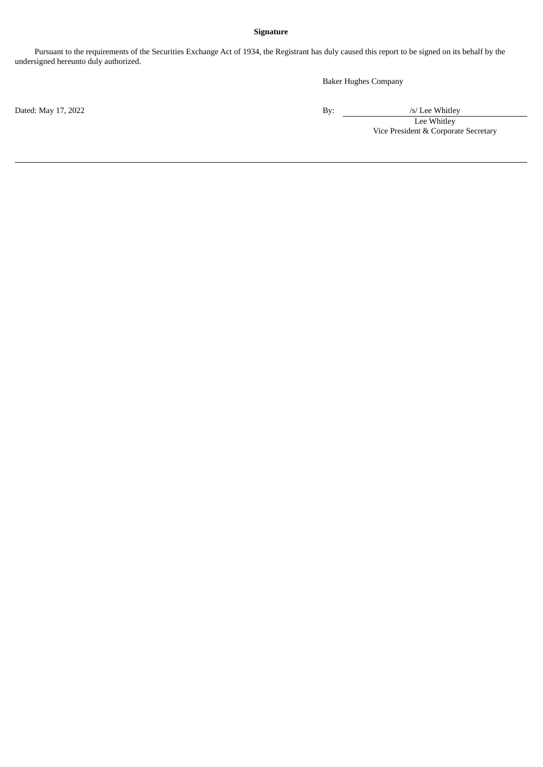**Signature**

Pursuant to the requirements of the Securities Exchange Act of 1934, the Registrant has duly caused this report to be signed on its behalf by the undersigned hereunto duly authorized.

Baker Hughes Company

Dated: May 17, 2022

By: /s/ Lee Whitley

Lee Whitley

Vice President & Corporate Secretary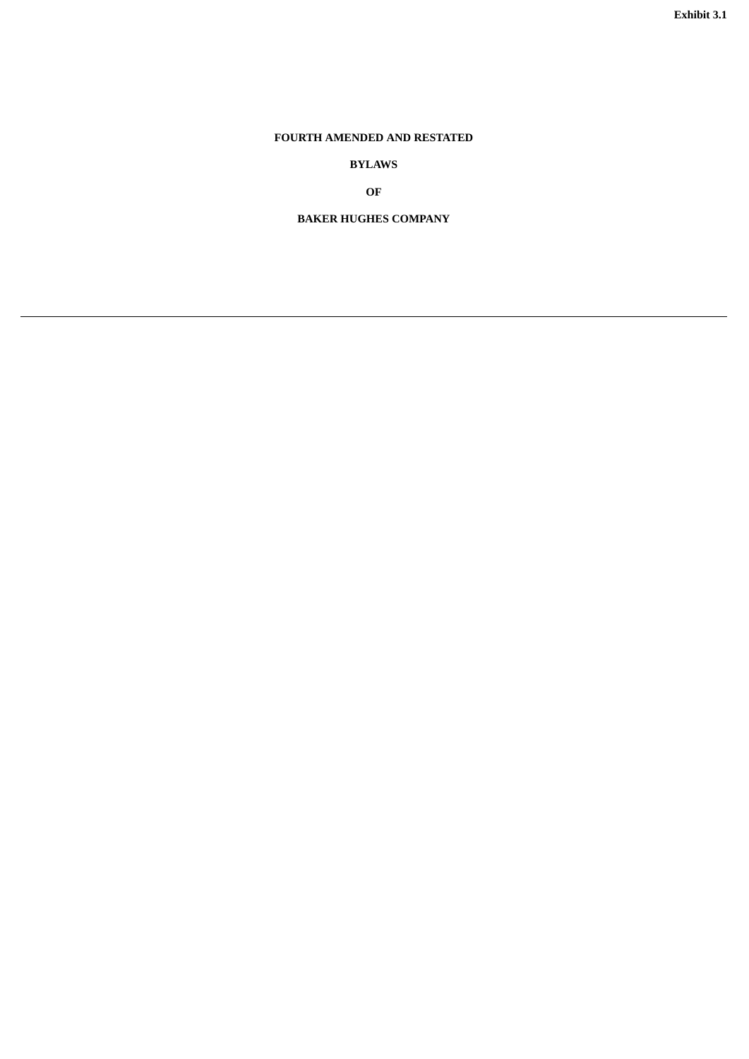Exhibit 3.1

**FOURTH AMENDED AND RESTATED**

**BYLAWS**

**OF**

**BAKER HUGHES COMPANY**

---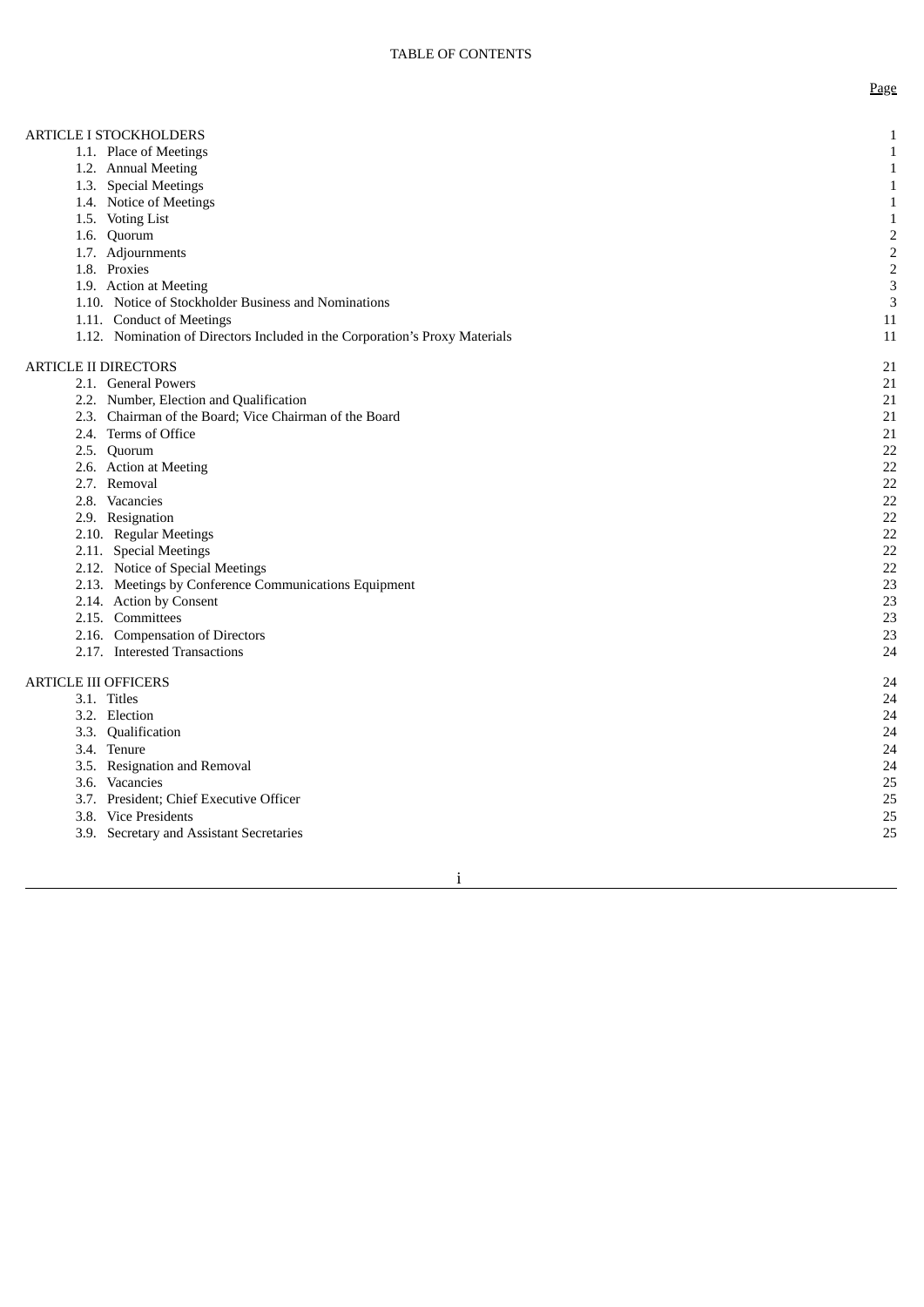TABLE OF CONTENTS

| | Page |
|---|---|
| ARTICLE I STOCKHOLDERS | 1 |
| 1.1. Place of Meetings | 1 |
| 1.2. Annual Meeting | 1 |
| 1.3. Special Meetings | 1 |
| 1.4. Notice of Meetings | 1 |
| 1.5. Voting List | 1 |
| 1.6. Quorum | 2 |
| 1.7. Adjournments | 2 |
| 1.8. Proxies | 2 |
| 1.9. Action at Meeting | 3 |
| 1.10. Notice of Stockholder Business and Nominations | 3 |
| 1.11. Conduct of Meetings | 11 |
| 1.12. Nomination of Directors Included in the Corporation's Proxy Materials | 11 |
| ARTICLE II DIRECTORS | 21 |
| 2.1. General Powers | 21 |
| 2.2. Number, Election and Qualification | 21 |
| 2.3. Chairman of the Board; Vice Chairman of the Board | 21 |
| 2.4. Terms of Office | 21 |
| 2.5. Quorum | 22 |
| 2.6. Action at Meeting | 22 |
| 2.7. Removal | 22 |
| 2.8. Vacancies | 22 |
| 2.9. Resignation | 22 |
| 2.10. Regular Meetings | 22 |
| 2.11. Special Meetings | 22 |
| 2.12. Notice of Special Meetings | 22 |
| 2.13. Meetings by Conference Communications Equipment | 23 |
| 2.14. Action by Consent | 23 |
| 2.15. Committees | 23 |
| 2.16. Compensation of Directors | 23 |
| 2.17. Interested Transactions | 24 |
| ARTICLE III OFFICERS | 24 |
| 3.1. Titles | 24 |
| 3.2. Election | 24 |
| 3.3. Qualification | 24 |
| 3.4. Tenure | 24 |
| 3.5. Resignation and Removal | 24 |
| 3.6. Vacancies | 25 |
| 3.7. President; Chief Executive Officer | 25 |
| 3.8. Vice Presidents | 25 |
| 3.9. Secretary and Assistant Secretaries | 25 |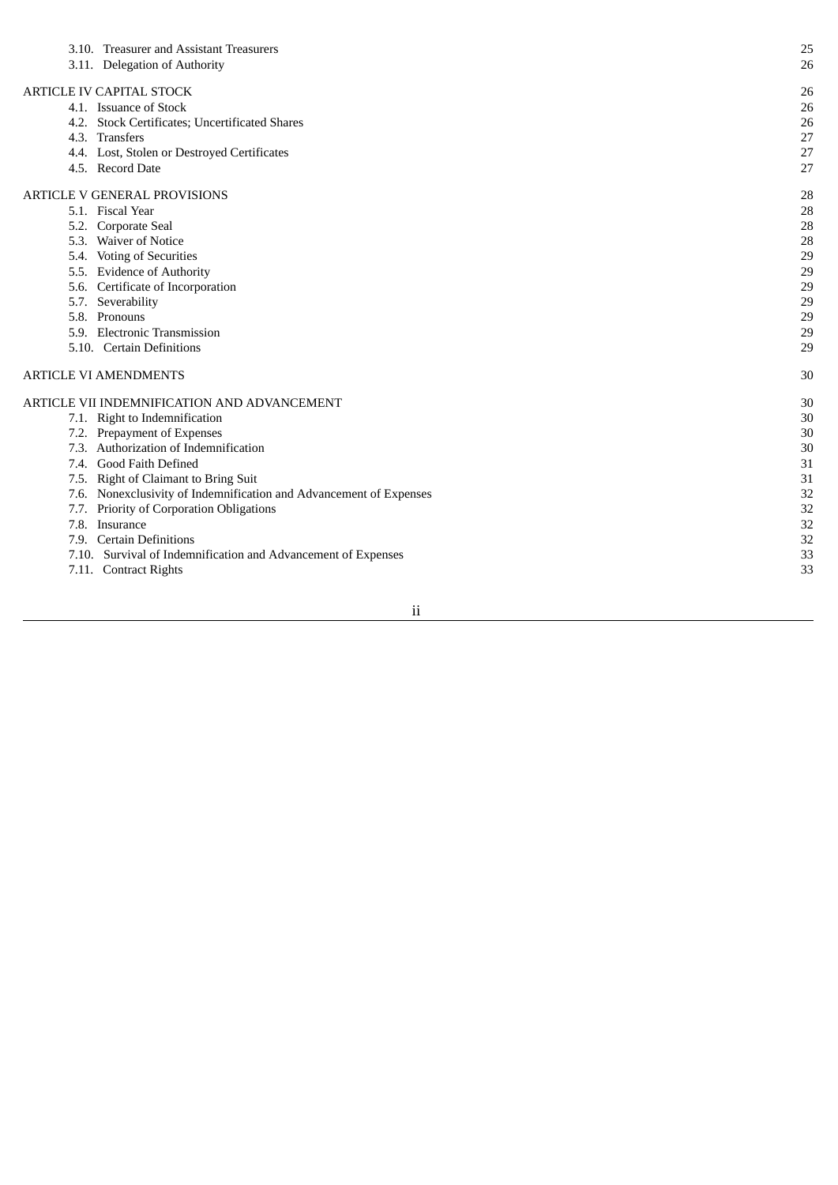| | |
|---|---|
| 3.10. Treasurer and Assistant Treasurers | 25 |
| 3.11. Delegation of Authority | 26 |
| ARTICLE IV CAPITAL STOCK | 26 |
| 4.1. Issuance of Stock | 26 |
| 4.2. Stock Certificates; Uncertificated Shares | 26 |
| 4.3. Transfers | 27 |
| 4.4. Lost, Stolen or Destroyed Certificates | 27 |
| 4.5. Record Date | 27 |
| ARTICLE V GENERAL PROVISIONS | 28 |
| 5.1. Fiscal Year | 28 |
| 5.2. Corporate Seal | 28 |
| 5.3. Waiver of Notice | 28 |
| 5.4. Voting of Securities | 29 |
| 5.5. Evidence of Authority | 29 |
| 5.6. Certificate of Incorporation | 29 |
| 5.7. Severability | 29 |
| 5.8. Pronouns | 29 |
| 5.9. Electronic Transmission | 29 |
| 5.10. Certain Definitions | 29 |
| ARTICLE VI AMENDMENTS | 30 |
| ARTICLE VII INDEMNIFICATION AND ADVANCEMENT | 30 |
| 7.1. Right to Indemnification | 30 |
| 7.2. Prepayment of Expenses | 30 |
| 7.3. Authorization of Indemnification | 30 |
| 7.4. Good Faith Defined | 31 |
| 7.5. Right of Claimant to Bring Suit | 31 |
| 7.6. Nonexclusivity of Indemnification and Advancement of Expenses | 32 |
| 7.7. Priority of Corporation Obligations | 32 |
| 7.8. Insurance | 32 |
| 7.9. Certain Definitions | 32 |
| 7.10. Survival of Indemnification and Advancement of Expenses | 33 |
| 7.11. Contract Rights | 33 |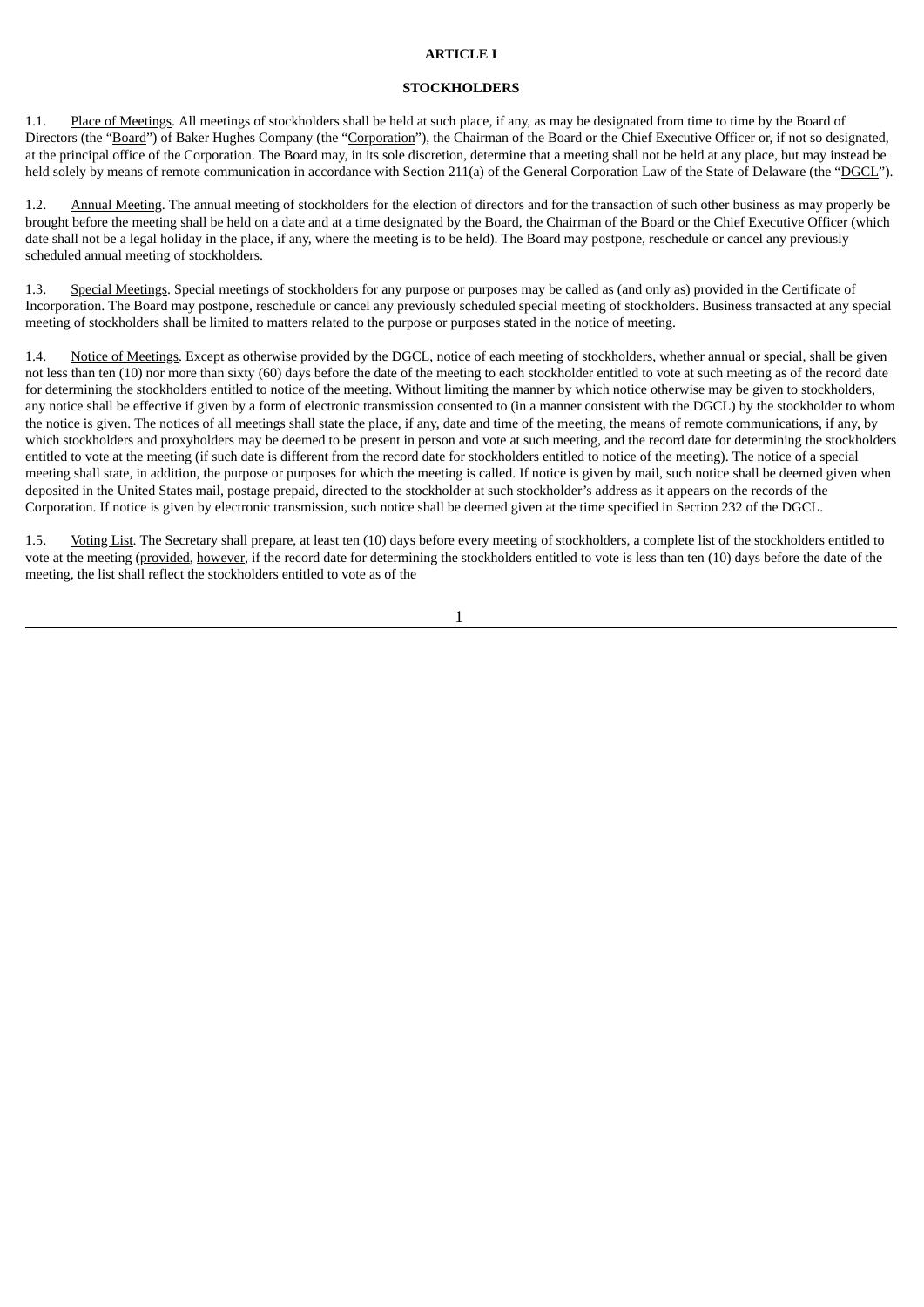# ARTICLE I

## STOCKHOLDERS

1.1. Place of Meetings. All meetings of stockholders shall be held at such place, if any, as may be designated from time to time by the Board of Directors (the "Board") of Baker Hughes Company (the "Corporation"), the Chairman of the Board or the Chief Executive Officer or, if not so designated, at the principal office of the Corporation. The Board may, in its sole discretion, determine that a meeting shall not be held at any place, but may instead be held solely by means of remote communication in accordance with Section 211(a) of the General Corporation Law of the State of Delaware (the "DGCL").

1.2. Annual Meeting. The annual meeting of stockholders for the election of directors and for the transaction of such other business as may properly be brought before the meeting shall be held on a date and at a time designated by the Board, the Chairman of the Board or the Chief Executive Officer (which date shall not be a legal holiday in the place, if any, where the meeting is to be held). The Board may postpone, reschedule or cancel any previously scheduled annual meeting of stockholders.

1.3. Special Meetings. Special meetings of stockholders for any purpose or purposes may be called as (and only as) provided in the Certificate of Incorporation. The Board may postpone, reschedule or cancel any previously scheduled special meeting of stockholders. Business transacted at any special meeting of stockholders shall be limited to matters related to the purpose or purposes stated in the notice of meeting.

1.4. Notice of Meetings. Except as otherwise provided by the DGCL, notice of each meeting of stockholders, whether annual or special, shall be given not less than ten (10) nor more than sixty (60) days before the date of the meeting to each stockholder entitled to vote at such meeting as of the record date for determining the stockholders entitled to notice of the meeting. Without limiting the manner by which notice otherwise may be given to stockholders, any notice shall be effective if given by a form of electronic transmission consented to (in a manner consistent with the DGCL) by the stockholder to whom the notice is given. The notices of all meetings shall state the place, if any, date and time of the meeting, the means of remote communications, if any, by which stockholders and proxyholders may be deemed to be present in person and vote at such meeting, and the record date for determining the stockholders entitled to vote at the meeting (if such date is different from the record date for stockholders entitled to notice of the meeting). The notice of a special meeting shall state, in addition, the purpose or purposes for which the meeting is called. If notice is given by mail, such notice shall be deemed given when deposited in the United States mail, postage prepaid, directed to the stockholder at such stockholder's address as it appears on the records of the Corporation. If notice is given by electronic transmission, such notice shall be deemed given at the time specified in Section 232 of the DGCL.

1.5. Voting List. The Secretary shall prepare, at least ten (10) days before every meeting of stockholders, a complete list of the stockholders entitled to vote at the meeting (provided, however, if the record date for determining the stockholders entitled to vote is less than ten (10) days before the date of the meeting, the list shall reflect the stockholders entitled to vote as of the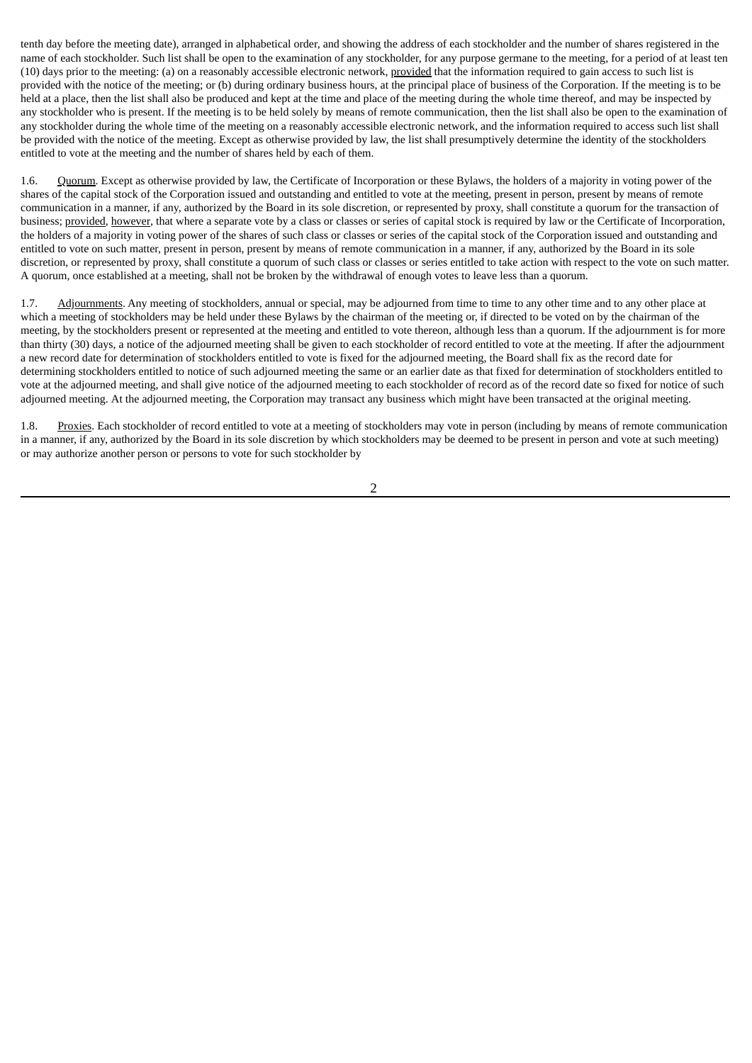tenth day before the meeting date), arranged in alphabetical order, and showing the address of each stockholder and the number of shares registered in the name of each stockholder. Such list shall be open to the examination of any stockholder, for any purpose germane to the meeting, for a period of at least ten (10) days prior to the meeting: (a) on a reasonably accessible electronic network, provided that the information required to gain access to such list is provided with the notice of the meeting; or (b) during ordinary business hours, at the principal place of business of the Corporation. If the meeting is to be held at a place, then the list shall also be produced and kept at the time and place of the meeting during the whole time thereof, and may be inspected by any stockholder who is present. If the meeting is to be held solely by means of remote communication, then the list shall also be open to the examination of any stockholder during the whole time of the meeting on a reasonably accessible electronic network, and the information required to access such list shall be provided with the notice of the meeting. Except as otherwise provided by law, the list shall presumptively determine the identity of the stockholders entitled to vote at the meeting and the number of shares held by each of them.

1.6. Quorum. Except as otherwise provided by law, the Certificate of Incorporation or these Bylaws, the holders of a majority in voting power of the shares of the capital stock of the Corporation issued and outstanding and entitled to vote at the meeting, present in person, present by means of remote communication in a manner, if any, authorized by the Board in its sole discretion, or represented by proxy, shall constitute a quorum for the transaction of business; provided, however, that where a separate vote by a class or classes or series of capital stock is required by law or the Certificate of Incorporation, the holders of a majority in voting power of the shares of such class or classes or series of the capital stock of the Corporation issued and outstanding and entitled to vote on such matter, present in person, present by means of remote communication in a manner, if any, authorized by the Board in its sole discretion, or represented by proxy, shall constitute a quorum of such class or classes or series entitled to take action with respect to the vote on such matter. A quorum, once established at a meeting, shall not be broken by the withdrawal of enough votes to leave less than a quorum.

1.7. Adjournments. Any meeting of stockholders, annual or special, may be adjourned from time to time to any other time and to any other place at which a meeting of stockholders may be held under these Bylaws by the chairman of the meeting or, if directed to be voted on by the chairman of the meeting, by the stockholders present or represented at the meeting and entitled to vote thereon, although less than a quorum. If the adjournment is for more than thirty (30) days, a notice of the adjourned meeting shall be given to each stockholder of record entitled to vote at the meeting. If after the adjournment a new record date for determination of stockholders entitled to vote is fixed for the adjourned meeting, the Board shall fix as the record date for determining stockholders entitled to notice of such adjourned meeting the same or an earlier date as that fixed for determination of stockholders entitled to vote at the adjourned meeting, and shall give notice of the adjourned meeting to each stockholder of record as of the record date so fixed for notice of such adjourned meeting. At the adjourned meeting, the Corporation may transact any business which might have been transacted at the original meeting.

1.8. Proxies. Each stockholder of record entitled to vote at a meeting of stockholders may vote in person (including by means of remote communication in a manner, if any, authorized by the Board in its sole discretion by which stockholders may be deemed to be present in person and vote at such meeting) or may authorize another person or persons to vote for such stockholder by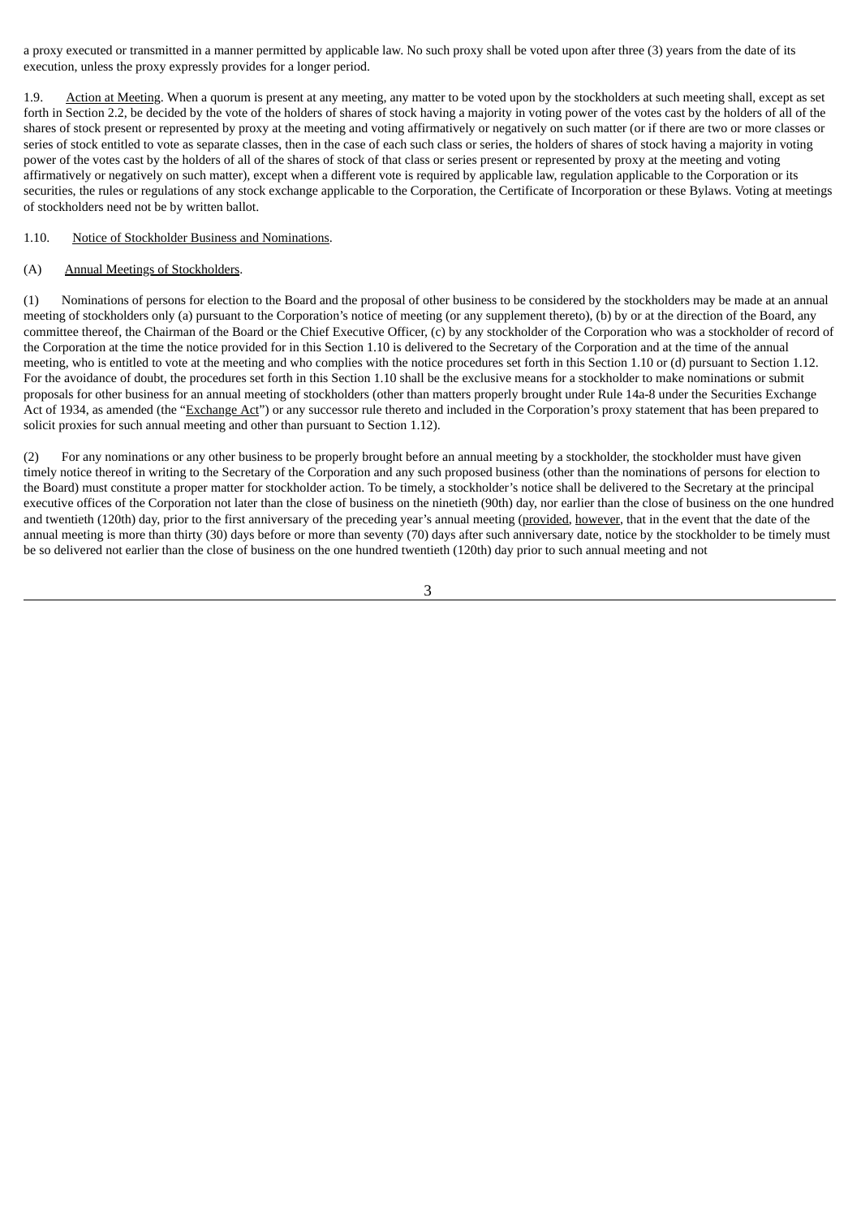a proxy executed or transmitted in a manner permitted by applicable law. No such proxy shall be voted upon after three (3) years from the date of its execution, unless the proxy expressly provides for a longer period.

1.9. Action at Meeting. When a quorum is present at any meeting, any matter to be voted upon by the stockholders at such meeting shall, except as set forth in Section 2.2, be decided by the vote of the holders of shares of stock having a majority in voting power of the votes cast by the holders of all of the shares of stock present or represented by proxy at the meeting and voting affirmatively or negatively on such matter (or if there are two or more classes or series of stock entitled to vote as separate classes, then in the case of each such class or series, the holders of shares of stock having a majority in voting power of the votes cast by the holders of all of the shares of stock of that class or series present or represented by proxy at the meeting and voting affirmatively or negatively on such matter), except when a different vote is required by applicable law, regulation applicable to the Corporation or its securities, the rules or regulations of any stock exchange applicable to the Corporation, the Certificate of Incorporation or these Bylaws. Voting at meetings of stockholders need not be by written ballot.

1.10. Notice of Stockholder Business and Nominations.

(A) Annual Meetings of Stockholders.

(1) Nominations of persons for election to the Board and the proposal of other business to be considered by the stockholders may be made at an annual meeting of stockholders only (a) pursuant to the Corporation's notice of meeting (or any supplement thereto), (b) by or at the direction of the Board, any committee thereof, the Chairman of the Board or the Chief Executive Officer, (c) by any stockholder of the Corporation who was a stockholder of record of the Corporation at the time the notice provided for in this Section 1.10 is delivered to the Secretary of the Corporation and at the time of the annual meeting, who is entitled to vote at the meeting and who complies with the notice procedures set forth in this Section 1.10 or (d) pursuant to Section 1.12. For the avoidance of doubt, the procedures set forth in this Section 1.10 shall be the exclusive means for a stockholder to make nominations or submit proposals for other business for an annual meeting of stockholders (other than matters properly brought under Rule 14a-8 under the Securities Exchange Act of 1934, as amended (the "Exchange Act") or any successor rule thereto and included in the Corporation's proxy statement that has been prepared to solicit proxies for such annual meeting and other than pursuant to Section 1.12).

(2) For any nominations or any other business to be properly brought before an annual meeting by a stockholder, the stockholder must have given timely notice thereof in writing to the Secretary of the Corporation and any such proposed business (other than the nominations of persons for election to the Board) must constitute a proper matter for stockholder action. To be timely, a stockholder's notice shall be delivered to the Secretary at the principal executive offices of the Corporation not later than the close of business on the ninetieth (90th) day, nor earlier than the close of business on the one hundred and twentieth (120th) day, prior to the first anniversary of the preceding year's annual meeting (provided, however, that in the event that the date of the annual meeting is more than thirty (30) days before or more than seventy (70) days after such anniversary date, notice by the stockholder to be timely must be so delivered not earlier than the close of business on the one hundred twentieth (120th) day prior to such annual meeting and not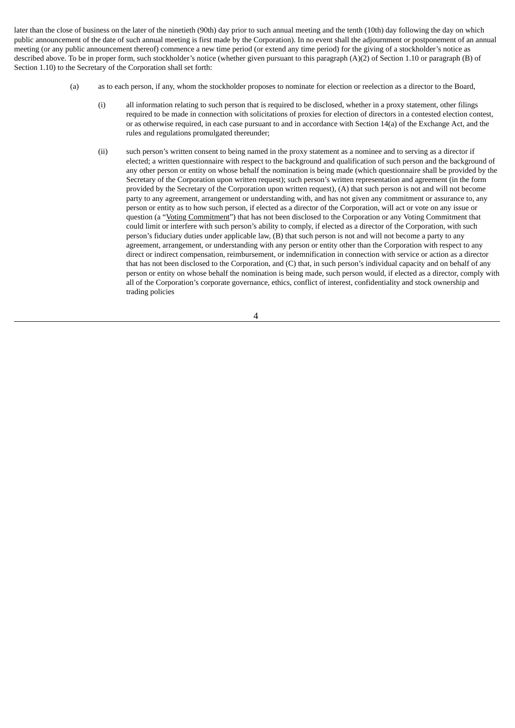later than the close of business on the later of the ninetieth (90th) day prior to such annual meeting and the tenth (10th) day following the day on which public announcement of the date of such annual meeting is first made by the Corporation). In no event shall the adjournment or postponement of an annual meeting (or any public announcement thereof) commence a new time period (or extend any time period) for the giving of a stockholder's notice as described above. To be in proper form, such stockholder's notice (whether given pursuant to this paragraph (A)(2) of Section 1.10 or paragraph (B) of Section 1.10) to the Secretary of the Corporation shall set forth:

(a) as to each person, if any, whom the stockholder proposes to nominate for election or reelection as a director to the Board,

(i) all information relating to such person that is required to be disclosed, whether in a proxy statement, other filings required to be made in connection with solicitations of proxies for election of directors in a contested election contest, or as otherwise required, in each case pursuant to and in accordance with Section 14(a) of the Exchange Act, and the rules and regulations promulgated thereunder;

(ii) such person's written consent to being named in the proxy statement as a nominee and to serving as a director if elected; a written questionnaire with respect to the background and qualification of such person and the background of any other person or entity on whose behalf the nomination is being made (which questionnaire shall be provided by the Secretary of the Corporation upon written request); such person's written representation and agreement (in the form provided by the Secretary of the Corporation upon written request), (A) that such person is not and will not become party to any agreement, arrangement or understanding with, and has not given any commitment or assurance to, any person or entity as to how such person, if elected as a director of the Corporation, will act or vote on any issue or question (a "Voting Commitment") that has not been disclosed to the Corporation or any Voting Commitment that could limit or interfere with such person's ability to comply, if elected as a director of the Corporation, with such person's fiduciary duties under applicable law, (B) that such person is not and will not become a party to any agreement, arrangement, or understanding with any person or entity other than the Corporation with respect to any direct or indirect compensation, reimbursement, or indemnification in connection with service or action as a director that has not been disclosed to the Corporation, and (C) that, in such person's individual capacity and on behalf of any person or entity on whose behalf the nomination is being made, such person would, if elected as a director, comply with all of the Corporation's corporate governance, ethics, conflict of interest, confidentiality and stock ownership and trading policies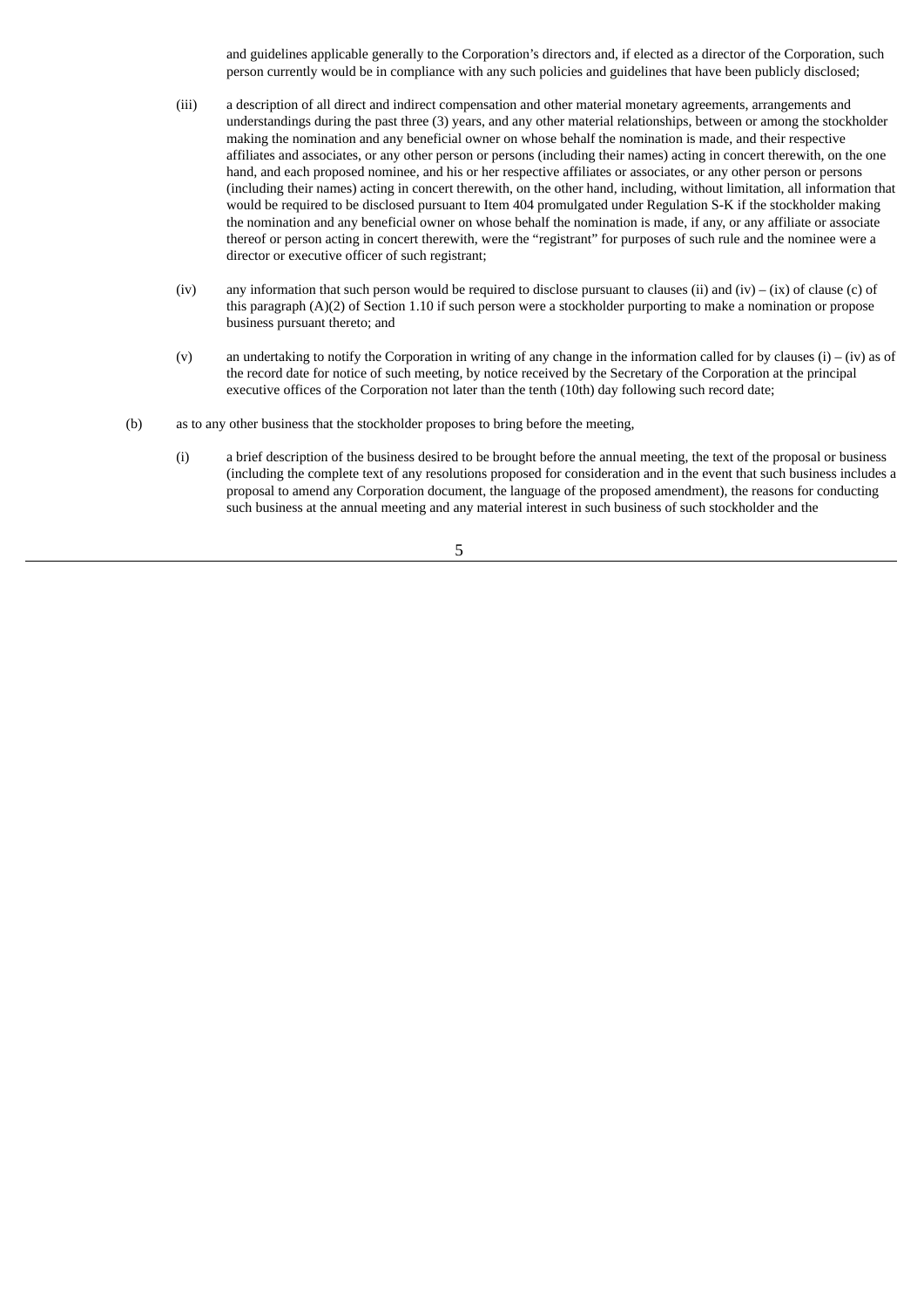and guidelines applicable generally to the Corporation's directors and, if elected as a director of the Corporation, such person currently would be in compliance with any such policies and guidelines that have been publicly disclosed;

(iii) a description of all direct and indirect compensation and other material monetary agreements, arrangements and understandings during the past three (3) years, and any other material relationships, between or among the stockholder making the nomination and any beneficial owner on whose behalf the nomination is made, and their respective affiliates and associates, or any other person or persons (including their names) acting in concert therewith, on the one hand, and each proposed nominee, and his or her respective affiliates or associates, or any other person or persons (including their names) acting in concert therewith, on the other hand, including, without limitation, all information that would be required to be disclosed pursuant to Item 404 promulgated under Regulation S-K if the stockholder making the nomination and any beneficial owner on whose behalf the nomination is made, if any, or any affiliate or associate thereof or person acting in concert therewith, were the "registrant" for purposes of such rule and the nominee were a director or executive officer of such registrant;

(iv) any information that such person would be required to disclose pursuant to clauses (ii) and (iv) – (ix) of clause (c) of this paragraph (A)(2) of Section 1.10 if such person were a stockholder purporting to make a nomination or propose business pursuant thereto; and

(v) an undertaking to notify the Corporation in writing of any change in the information called for by clauses (i) – (iv) as of the record date for notice of such meeting, by notice received by the Secretary of the Corporation at the principal executive offices of the Corporation not later than the tenth (10th) day following such record date;

(b) as to any other business that the stockholder proposes to bring before the meeting,

(i) a brief description of the business desired to be brought before the annual meeting, the text of the proposal or business (including the complete text of any resolutions proposed for consideration and in the event that such business includes a proposal to amend any Corporation document, the language of the proposed amendment), the reasons for conducting such business at the annual meeting and any material interest in such business of such stockholder and the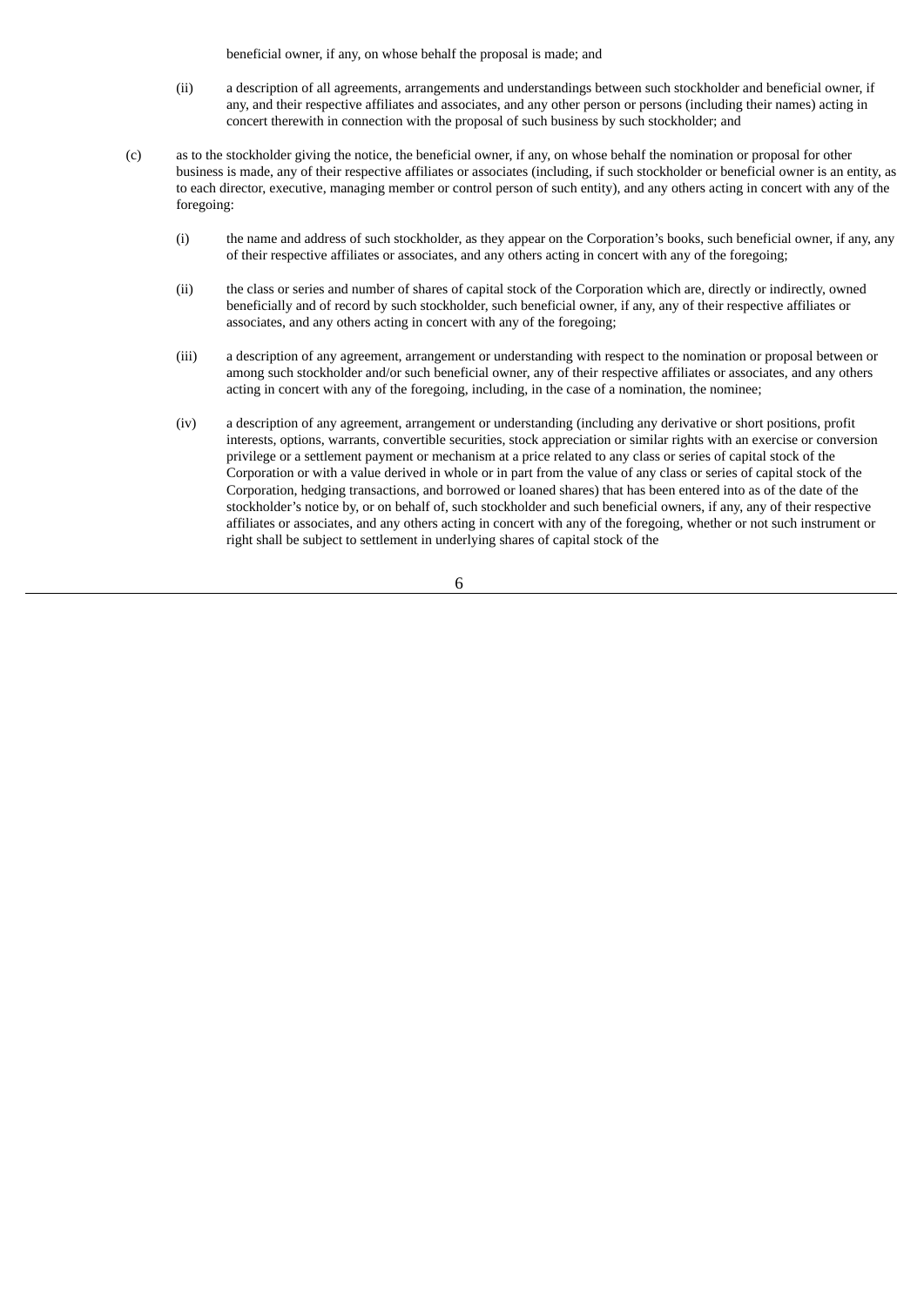beneficial owner, if any, on whose behalf the proposal is made; and

(ii) a description of all agreements, arrangements and understandings between such stockholder and beneficial owner, if any, and their respective affiliates and associates, and any other person or persons (including their names) acting in concert therewith in connection with the proposal of such business by such stockholder; and

(c) as to the stockholder giving the notice, the beneficial owner, if any, on whose behalf the nomination or proposal for other business is made, any of their respective affiliates or associates (including, if such stockholder or beneficial owner is an entity, as to each director, executive, managing member or control person of such entity), and any others acting in concert with any of the foregoing:

(i) the name and address of such stockholder, as they appear on the Corporation's books, such beneficial owner, if any, any of their respective affiliates or associates, and any others acting in concert with any of the foregoing;

(ii) the class or series and number of shares of capital stock of the Corporation which are, directly or indirectly, owned beneficially and of record by such stockholder, such beneficial owner, if any, any of their respective affiliates or associates, and any others acting in concert with any of the foregoing;

(iii) a description of any agreement, arrangement or understanding with respect to the nomination or proposal between or among such stockholder and/or such beneficial owner, any of their respective affiliates or associates, and any others acting in concert with any of the foregoing, including, in the case of a nomination, the nominee;

(iv) a description of any agreement, arrangement or understanding (including any derivative or short positions, profit interests, options, warrants, convertible securities, stock appreciation or similar rights with an exercise or conversion privilege or a settlement payment or mechanism at a price related to any class or series of capital stock of the Corporation or with a value derived in whole or in part from the value of any class or series of capital stock of the Corporation, hedging transactions, and borrowed or loaned shares) that has been entered into as of the date of the stockholder's notice by, or on behalf of, such stockholder and such beneficial owners, if any, any of their respective affiliates or associates, and any others acting in concert with any of the foregoing, whether or not such instrument or right shall be subject to settlement in underlying shares of capital stock of the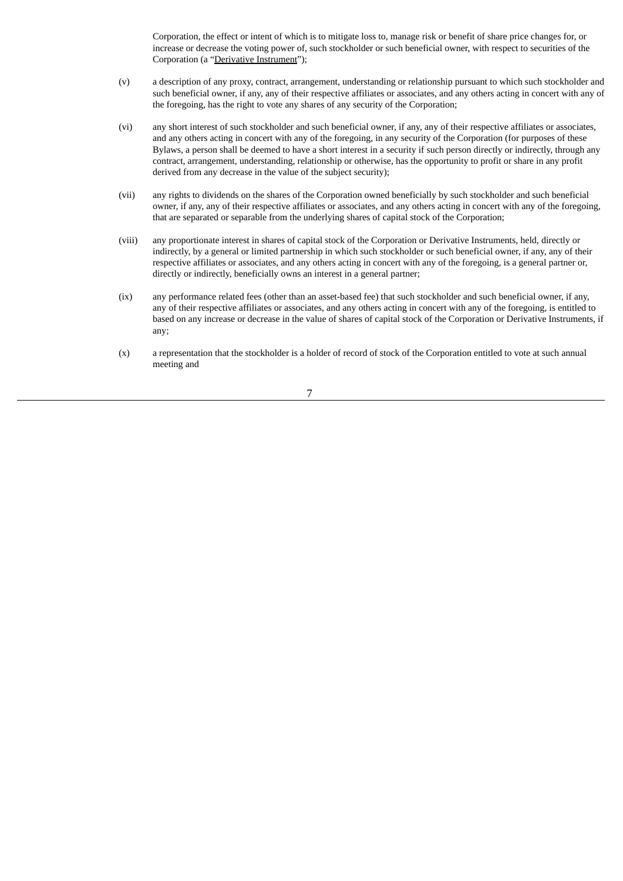Corporation, the effect or intent of which is to mitigate loss to, manage risk or benefit of share price changes for, or increase or decrease the voting power of, such stockholder or such beneficial owner, with respect to securities of the Corporation (a "Derivative Instrument");

(v) a description of any proxy, contract, arrangement, understanding or relationship pursuant to which such stockholder and such beneficial owner, if any, any of their respective affiliates or associates, and any others acting in concert with any of the foregoing, has the right to vote any shares of any security of the Corporation;

(vi) any short interest of such stockholder and such beneficial owner, if any, any of their respective affiliates or associates, and any others acting in concert with any of the foregoing, in any security of the Corporation (for purposes of these Bylaws, a person shall be deemed to have a short interest in a security if such person directly or indirectly, through any contract, arrangement, understanding, relationship or otherwise, has the opportunity to profit or share in any profit derived from any decrease in the value of the subject security);

(vii) any rights to dividends on the shares of the Corporation owned beneficially by such stockholder and such beneficial owner, if any, any of their respective affiliates or associates, and any others acting in concert with any of the foregoing, that are separated or separable from the underlying shares of capital stock of the Corporation;

(viii) any proportionate interest in shares of capital stock of the Corporation or Derivative Instruments, held, directly or indirectly, by a general or limited partnership in which such stockholder or such beneficial owner, if any, any of their respective affiliates or associates, and any others acting in concert with any of the foregoing, is a general partner or, directly or indirectly, beneficially owns an interest in a general partner;

(ix) any performance related fees (other than an asset-based fee) that such stockholder and such beneficial owner, if any, any of their respective affiliates or associates, and any others acting in concert with any of the foregoing, is entitled to based on any increase or decrease in the value of shares of capital stock of the Corporation or Derivative Instruments, if any;

(x) a representation that the stockholder is a holder of record of stock of the Corporation entitled to vote at such annual meeting and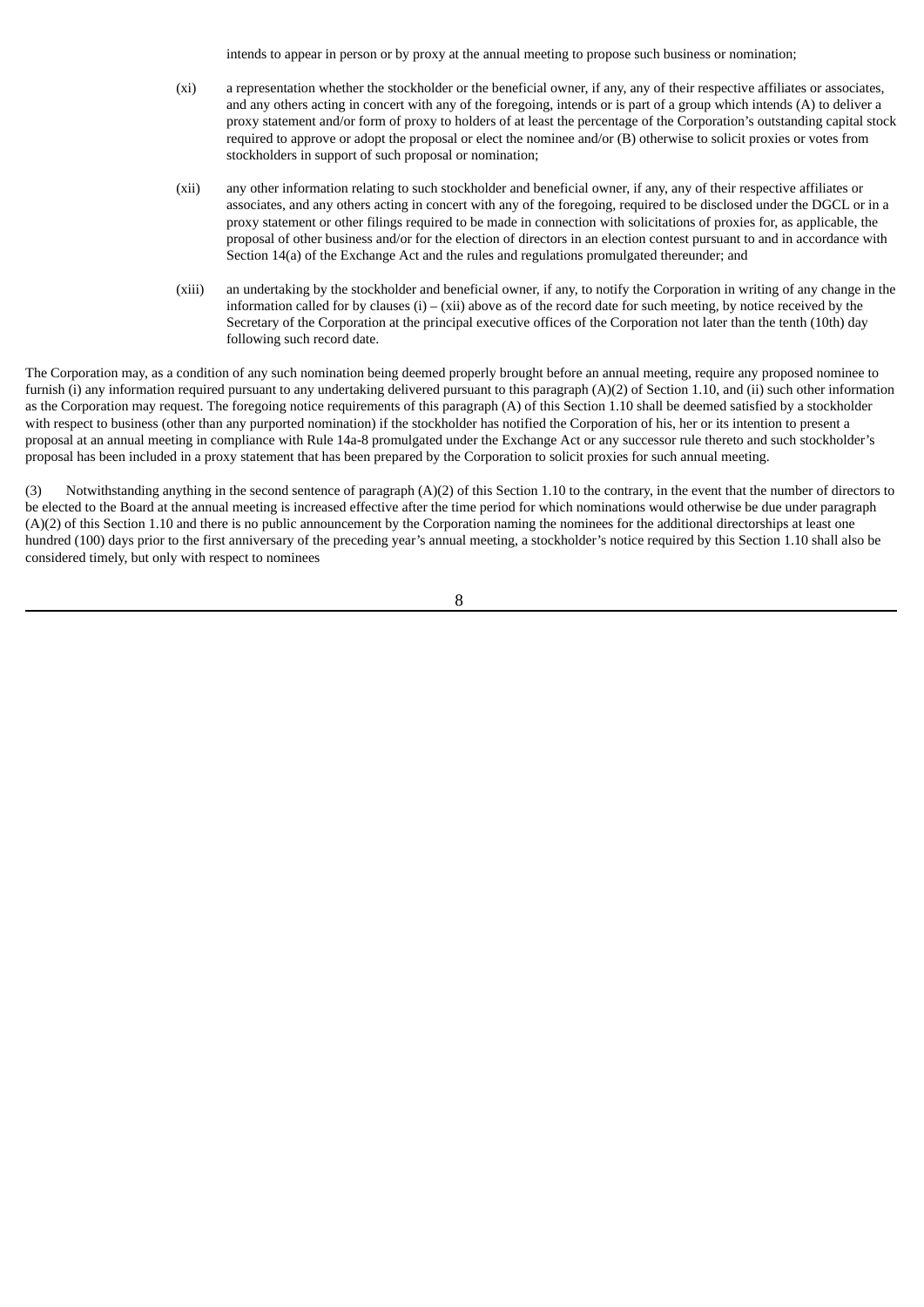intends to appear in person or by proxy at the annual meeting to propose such business or nomination;

(xi) a representation whether the stockholder or the beneficial owner, if any, any of their respective affiliates or associates, and any others acting in concert with any of the foregoing, intends or is part of a group which intends (A) to deliver a proxy statement and/or form of proxy to holders of at least the percentage of the Corporation's outstanding capital stock required to approve or adopt the proposal or elect the nominee and/or (B) otherwise to solicit proxies or votes from stockholders in support of such proposal or nomination;

(xii) any other information relating to such stockholder and beneficial owner, if any, any of their respective affiliates or associates, and any others acting in concert with any of the foregoing, required to be disclosed under the DGCL or in a proxy statement or other filings required to be made in connection with solicitations of proxies for, as applicable, the proposal of other business and/or for the election of directors in an election contest pursuant to and in accordance with Section 14(a) of the Exchange Act and the rules and regulations promulgated thereunder; and

(xiii) an undertaking by the stockholder and beneficial owner, if any, to notify the Corporation in writing of any change in the information called for by clauses (i) – (xii) above as of the record date for such meeting, by notice received by the Secretary of the Corporation at the principal executive offices of the Corporation not later than the tenth (10th) day following such record date.

The Corporation may, as a condition of any such nomination being deemed properly brought before an annual meeting, require any proposed nominee to furnish (i) any information required pursuant to any undertaking delivered pursuant to this paragraph (A)(2) of Section 1.10, and (ii) such other information as the Corporation may request. The foregoing notice requirements of this paragraph (A) of this Section 1.10 shall be deemed satisfied by a stockholder with respect to business (other than any purported nomination) if the stockholder has notified the Corporation of his, her or its intention to present a proposal at an annual meeting in compliance with Rule 14a-8 promulgated under the Exchange Act or any successor rule thereto and such stockholder's proposal has been included in a proxy statement that has been prepared by the Corporation to solicit proxies for such annual meeting.

(3) Notwithstanding anything in the second sentence of paragraph (A)(2) of this Section 1.10 to the contrary, in the event that the number of directors to be elected to the Board at the annual meeting is increased effective after the time period for which nominations would otherwise be due under paragraph (A)(2) of this Section 1.10 and there is no public announcement by the Corporation naming the nominees for the additional directorships at least one hundred (100) days prior to the first anniversary of the preceding year's annual meeting, a stockholder's notice required by this Section 1.10 shall also be considered timely, but only with respect to nominees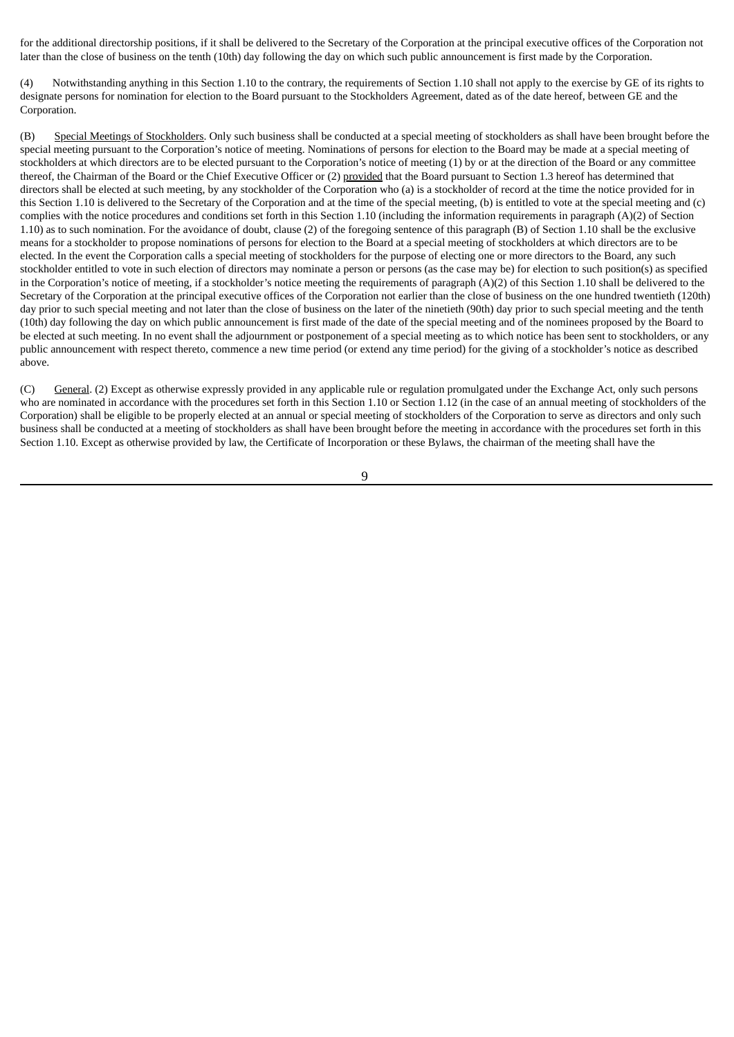for the additional directorship positions, if it shall be delivered to the Secretary of the Corporation at the principal executive offices of the Corporation not later than the close of business on the tenth (10th) day following the day on which such public announcement is first made by the Corporation.

(4) Notwithstanding anything in this Section 1.10 to the contrary, the requirements of Section 1.10 shall not apply to the exercise by GE of its rights to designate persons for nomination for election to the Board pursuant to the Stockholders Agreement, dated as of the date hereof, between GE and the Corporation.

(B) Special Meetings of Stockholders. Only such business shall be conducted at a special meeting of stockholders as shall have been brought before the special meeting pursuant to the Corporation's notice of meeting. Nominations of persons for election to the Board may be made at a special meeting of stockholders at which directors are to be elected pursuant to the Corporation's notice of meeting (1) by or at the direction of the Board or any committee thereof, the Chairman of the Board or the Chief Executive Officer or (2) provided that the Board pursuant to Section 1.3 hereof has determined that directors shall be elected at such meeting, by any stockholder of the Corporation who (a) is a stockholder of record at the time the notice provided for in this Section 1.10 is delivered to the Secretary of the Corporation and at the time of the special meeting, (b) is entitled to vote at the special meeting and (c) complies with the notice procedures and conditions set forth in this Section 1.10 (including the information requirements in paragraph (A)(2) of Section 1.10) as to such nomination. For the avoidance of doubt, clause (2) of the foregoing sentence of this paragraph (B) of Section 1.10 shall be the exclusive means for a stockholder to propose nominations of persons for election to the Board at a special meeting of stockholders at which directors are to be elected. In the event the Corporation calls a special meeting of stockholders for the purpose of electing one or more directors to the Board, any such stockholder entitled to vote in such election of directors may nominate a person or persons (as the case may be) for election to such position(s) as specified in the Corporation's notice of meeting, if a stockholder's notice meeting the requirements of paragraph (A)(2) of this Section 1.10 shall be delivered to the Secretary of the Corporation at the principal executive offices of the Corporation not earlier than the close of business on the one hundred twentieth (120th) day prior to such special meeting and not later than the close of business on the later of the ninetieth (90th) day prior to such special meeting and the tenth (10th) day following the day on which public announcement is first made of the date of the special meeting and of the nominees proposed by the Board to be elected at such meeting. In no event shall the adjournment or postponement of a special meeting as to which notice has been sent to stockholders, or any public announcement with respect thereto, commence a new time period (or extend any time period) for the giving of a stockholder's notice as described above.

(C) General. (2) Except as otherwise expressly provided in any applicable rule or regulation promulgated under the Exchange Act, only such persons who are nominated in accordance with the procedures set forth in this Section 1.10 or Section 1.12 (in the case of an annual meeting of stockholders of the Corporation) shall be eligible to be properly elected at an annual or special meeting of stockholders of the Corporation to serve as directors and only such business shall be conducted at a meeting of stockholders as shall have been brought before the meeting in accordance with the procedures set forth in this Section 1.10. Except as otherwise provided by law, the Certificate of Incorporation or these Bylaws, the chairman of the meeting shall have the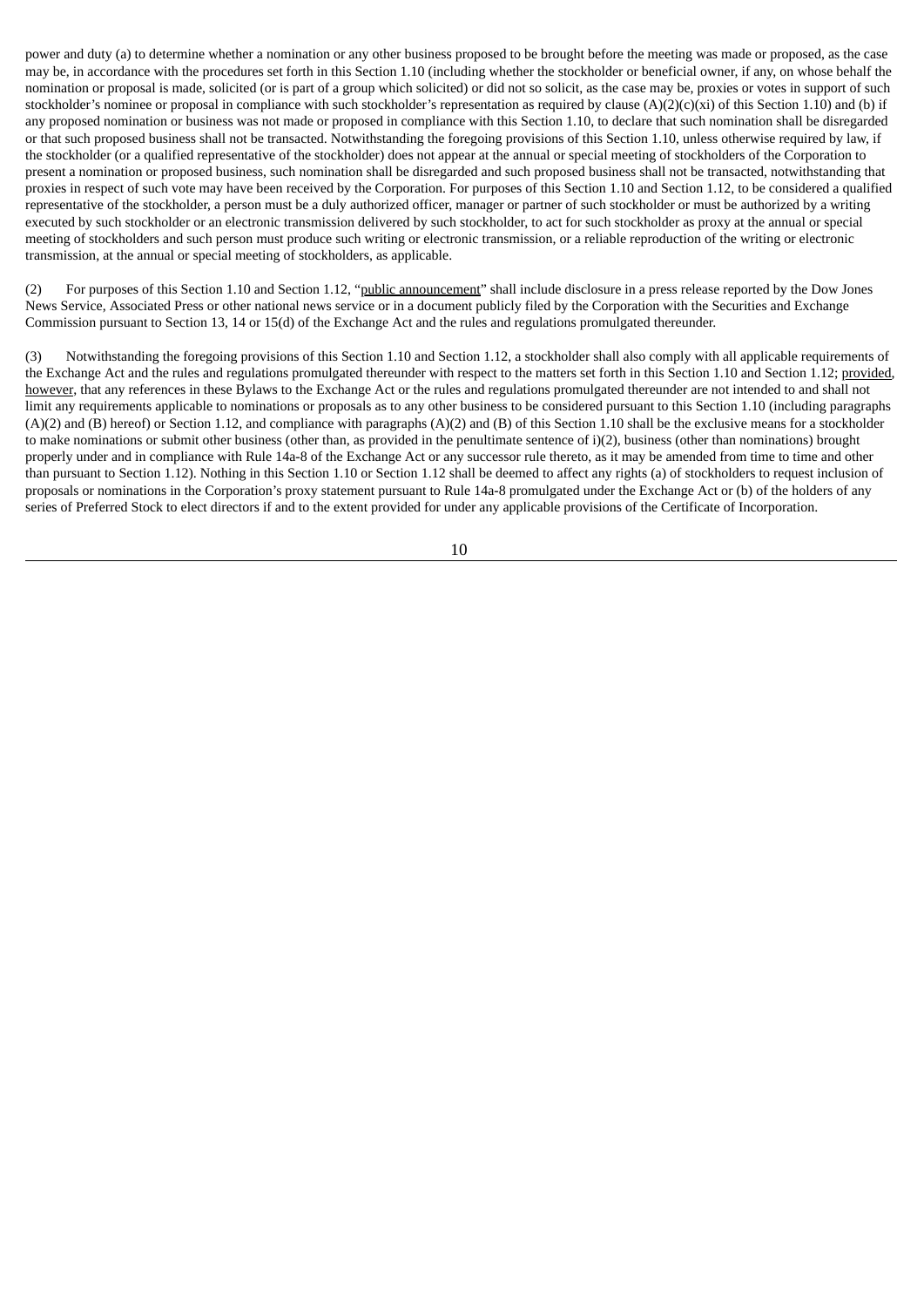power and duty (a) to determine whether a nomination or any other business proposed to be brought before the meeting was made or proposed, as the case may be, in accordance with the procedures set forth in this Section 1.10 (including whether the stockholder or beneficial owner, if any, on whose behalf the nomination or proposal is made, solicited (or is part of a group which solicited) or did not so solicit, as the case may be, proxies or votes in support of such stockholder's nominee or proposal in compliance with such stockholder's representation as required by clause (A)(2)(c)(xi) of this Section 1.10) and (b) if any proposed nomination or business was not made or proposed in compliance with this Section 1.10, to declare that such nomination shall be disregarded or that such proposed business shall not be transacted. Notwithstanding the foregoing provisions of this Section 1.10, unless otherwise required by law, if the stockholder (or a qualified representative of the stockholder) does not appear at the annual or special meeting of stockholders of the Corporation to present a nomination or proposed business, such nomination shall be disregarded and such proposed business shall not be transacted, notwithstanding that proxies in respect of such vote may have been received by the Corporation. For purposes of this Section 1.10 and Section 1.12, to be considered a qualified representative of the stockholder, a person must be a duly authorized officer, manager or partner of such stockholder or must be authorized by a writing executed by such stockholder or an electronic transmission delivered by such stockholder, to act for such stockholder as proxy at the annual or special meeting of stockholders and such person must produce such writing or electronic transmission, or a reliable reproduction of the writing or electronic transmission, at the annual or special meeting of stockholders, as applicable.

(2) For purposes of this Section 1.10 and Section 1.12, "public announcement" shall include disclosure in a press release reported by the Dow Jones News Service, Associated Press or other national news service or in a document publicly filed by the Corporation with the Securities and Exchange Commission pursuant to Section 13, 14 or 15(d) of the Exchange Act and the rules and regulations promulgated thereunder.

(3) Notwithstanding the foregoing provisions of this Section 1.10 and Section 1.12, a stockholder shall also comply with all applicable requirements of the Exchange Act and the rules and regulations promulgated thereunder with respect to the matters set forth in this Section 1.10 and Section 1.12; provided, however, that any references in these Bylaws to the Exchange Act or the rules and regulations promulgated thereunder are not intended to and shall not limit any requirements applicable to nominations or proposals as to any other business to be considered pursuant to this Section 1.10 (including paragraphs (A)(2) and (B) hereof) or Section 1.12, and compliance with paragraphs (A)(2) and (B) of this Section 1.10 shall be the exclusive means for a stockholder to make nominations or submit other business (other than, as provided in the penultimate sentence of i)(2), business (other than nominations) brought properly under and in compliance with Rule 14a-8 of the Exchange Act or any successor rule thereto, as it may be amended from time to time and other than pursuant to Section 1.12). Nothing in this Section 1.10 or Section 1.12 shall be deemed to affect any rights (a) of stockholders to request inclusion of proposals or nominations in the Corporation's proxy statement pursuant to Rule 14a-8 promulgated under the Exchange Act or (b) of the holders of any series of Preferred Stock to elect directors if and to the extent provided for under any applicable provisions of the Certificate of Incorporation.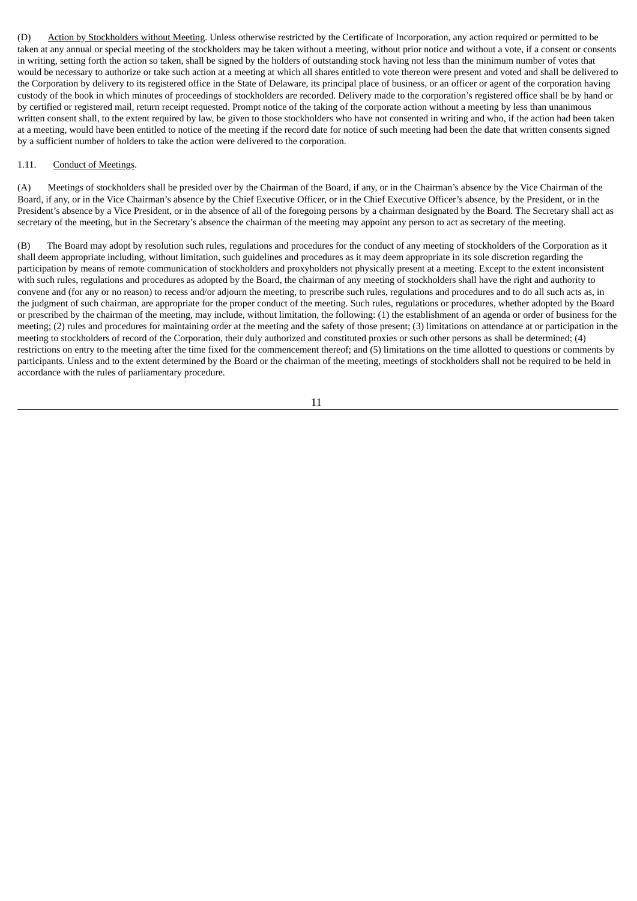(D) Action by Stockholders without Meeting. Unless otherwise restricted by the Certificate of Incorporation, any action required or permitted to be taken at any annual or special meeting of the stockholders may be taken without a meeting, without prior notice and without a vote, if a consent or consents in writing, setting forth the action so taken, shall be signed by the holders of outstanding stock having not less than the minimum number of votes that would be necessary to authorize or take such action at a meeting at which all shares entitled to vote thereon were present and voted and shall be delivered to the Corporation by delivery to its registered office in the State of Delaware, its principal place of business, or an officer or agent of the corporation having custody of the book in which minutes of proceedings of stockholders are recorded. Delivery made to the corporation's registered office shall be by hand or by certified or registered mail, return receipt requested. Prompt notice of the taking of the corporate action without a meeting by less than unanimous written consent shall, to the extent required by law, be given to those stockholders who have not consented in writing and who, if the action had been taken at a meeting, would have been entitled to notice of the meeting if the record date for notice of such meeting had been the date that written consents signed by a sufficient number of holders to take the action were delivered to the corporation.

1.11. Conduct of Meetings.

(A) Meetings of stockholders shall be presided over by the Chairman of the Board, if any, or in the Chairman's absence by the Vice Chairman of the Board, if any, or in the Vice Chairman's absence by the Chief Executive Officer, or in the Chief Executive Officer's absence, by the President, or in the President's absence by a Vice President, or in the absence of all of the foregoing persons by a chairman designated by the Board. The Secretary shall act as secretary of the meeting, but in the Secretary's absence the chairman of the meeting may appoint any person to act as secretary of the meeting.

(B) The Board may adopt by resolution such rules, regulations and procedures for the conduct of any meeting of stockholders of the Corporation as it shall deem appropriate including, without limitation, such guidelines and procedures as it may deem appropriate in its sole discretion regarding the participation by means of remote communication of stockholders and proxyholders not physically present at a meeting. Except to the extent inconsistent with such rules, regulations and procedures as adopted by the Board, the chairman of any meeting of stockholders shall have the right and authority to convene and (for any or no reason) to recess and/or adjourn the meeting, to prescribe such rules, regulations and procedures and to do all such acts as, in the judgment of such chairman, are appropriate for the proper conduct of the meeting. Such rules, regulations or procedures, whether adopted by the Board or prescribed by the chairman of the meeting, may include, without limitation, the following: (1) the establishment of an agenda or order of business for the meeting; (2) rules and procedures for maintaining order at the meeting and the safety of those present; (3) limitations on attendance at or participation in the meeting to stockholders of record of the Corporation, their duly authorized and constituted proxies or such other persons as shall be determined; (4) restrictions on entry to the meeting after the time fixed for the commencement thereof; and (5) limitations on the time allotted to questions or comments by participants. Unless and to the extent determined by the Board or the chairman of the meeting, meetings of stockholders shall not be required to be held in accordance with the rules of parliamentary procedure.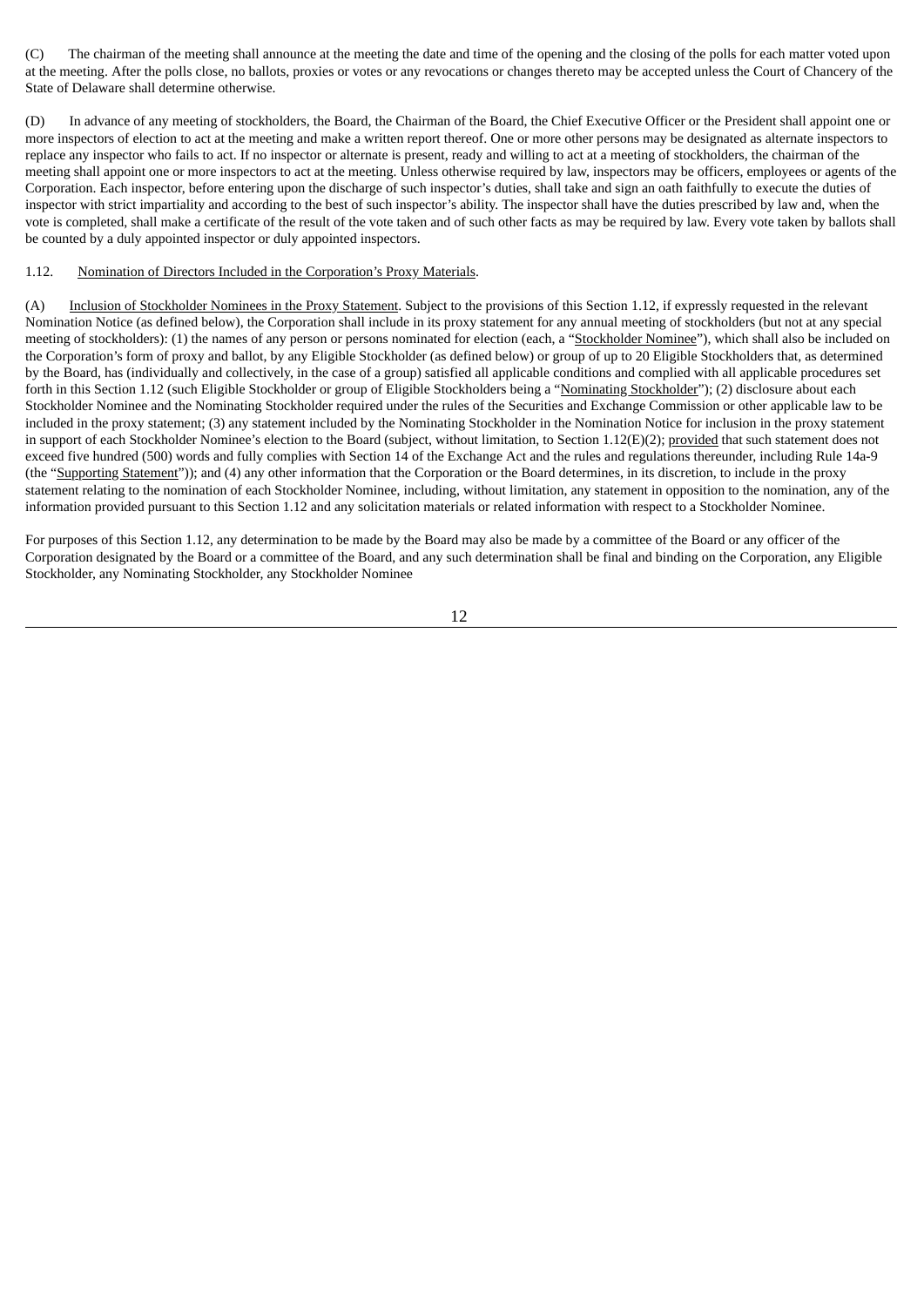(C) The chairman of the meeting shall announce at the meeting the date and time of the opening and the closing of the polls for each matter voted upon at the meeting. After the polls close, no ballots, proxies or votes or any revocations or changes thereto may be accepted unless the Court of Chancery of the State of Delaware shall determine otherwise.

(D) In advance of any meeting of stockholders, the Board, the Chairman of the Board, the Chief Executive Officer or the President shall appoint one or more inspectors of election to act at the meeting and make a written report thereof. One or more other persons may be designated as alternate inspectors to replace any inspector who fails to act. If no inspector or alternate is present, ready and willing to act at a meeting of stockholders, the chairman of the meeting shall appoint one or more inspectors to act at the meeting. Unless otherwise required by law, inspectors may be officers, employees or agents of the Corporation. Each inspector, before entering upon the discharge of such inspector's duties, shall take and sign an oath faithfully to execute the duties of inspector with strict impartiality and according to the best of such inspector's ability. The inspector shall have the duties prescribed by law and, when the vote is completed, shall make a certificate of the result of the vote taken and of such other facts as may be required by law. Every vote taken by ballots shall be counted by a duly appointed inspector or duly appointed inspectors.

1.12. Nomination of Directors Included in the Corporation's Proxy Materials.

(A) Inclusion of Stockholder Nominees in the Proxy Statement. Subject to the provisions of this Section 1.12, if expressly requested in the relevant Nomination Notice (as defined below), the Corporation shall include in its proxy statement for any annual meeting of stockholders (but not at any special meeting of stockholders): (1) the names of any person or persons nominated for election (each, a "Stockholder Nominee"), which shall also be included on the Corporation's form of proxy and ballot, by any Eligible Stockholder (as defined below) or group of up to 20 Eligible Stockholders that, as determined by the Board, has (individually and collectively, in the case of a group) satisfied all applicable conditions and complied with all applicable procedures set forth in this Section 1.12 (such Eligible Stockholder or group of Eligible Stockholders being a "Nominating Stockholder"); (2) disclosure about each Stockholder Nominee and the Nominating Stockholder required under the rules of the Securities and Exchange Commission or other applicable law to be included in the proxy statement; (3) any statement included by the Nominating Stockholder in the Nomination Notice for inclusion in the proxy statement in support of each Stockholder Nominee's election to the Board (subject, without limitation, to Section 1.12(E)(2); provided that such statement does not exceed five hundred (500) words and fully complies with Section 14 of the Exchange Act and the rules and regulations thereunder, including Rule 14a-9 (the "Supporting Statement")); and (4) any other information that the Corporation or the Board determines, in its discretion, to include in the proxy statement relating to the nomination of each Stockholder Nominee, including, without limitation, any statement in opposition to the nomination, any of the information provided pursuant to this Section 1.12 and any solicitation materials or related information with respect to a Stockholder Nominee.

For purposes of this Section 1.12, any determination to be made by the Board may also be made by a committee of the Board or any officer of the Corporation designated by the Board or a committee of the Board, and any such determination shall be final and binding on the Corporation, any Eligible Stockholder, any Nominating Stockholder, any Stockholder Nominee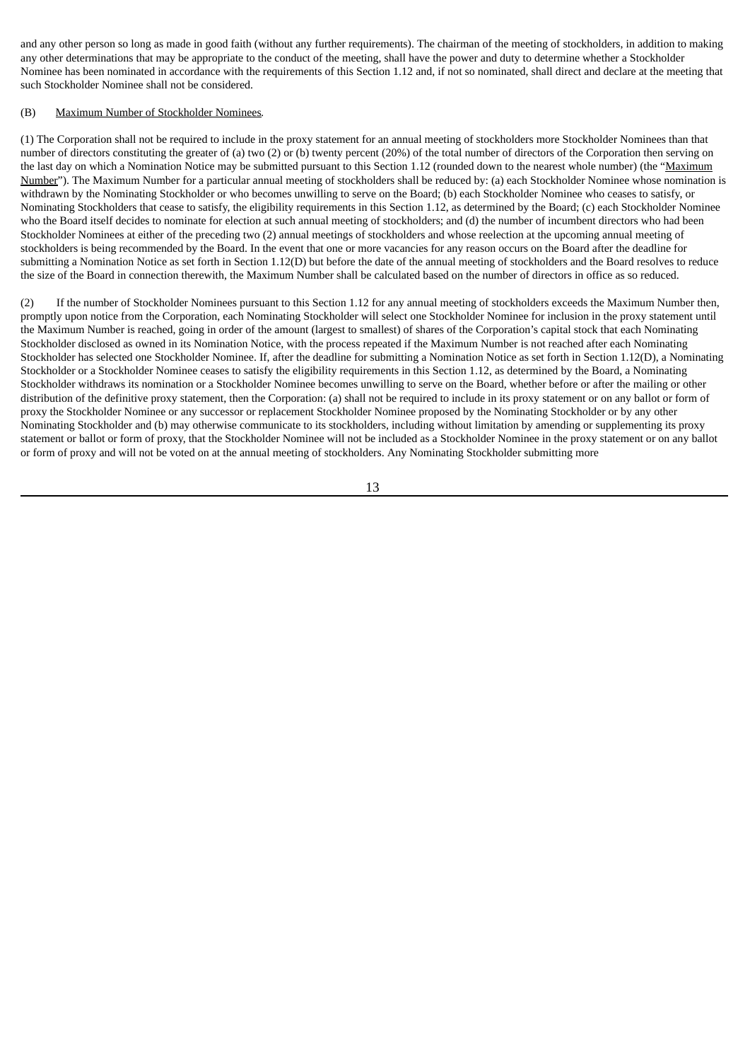and any other person so long as made in good faith (without any further requirements). The chairman of the meeting of stockholders, in addition to making any other determinations that may be appropriate to the conduct of the meeting, shall have the power and duty to determine whether a Stockholder Nominee has been nominated in accordance with the requirements of this Section 1.12 and, if not so nominated, shall direct and declare at the meeting that such Stockholder Nominee shall not be considered.

(B) Maximum Number of Stockholder Nominees.

(1) The Corporation shall not be required to include in the proxy statement for an annual meeting of stockholders more Stockholder Nominees than that number of directors constituting the greater of (a) two (2) or (b) twenty percent (20%) of the total number of directors of the Corporation then serving on the last day on which a Nomination Notice may be submitted pursuant to this Section 1.12 (rounded down to the nearest whole number) (the "Maximum Number"). The Maximum Number for a particular annual meeting of stockholders shall be reduced by: (a) each Stockholder Nominee whose nomination is withdrawn by the Nominating Stockholder or who becomes unwilling to serve on the Board; (b) each Stockholder Nominee who ceases to satisfy, or Nominating Stockholders that cease to satisfy, the eligibility requirements in this Section 1.12, as determined by the Board; (c) each Stockholder Nominee who the Board itself decides to nominate for election at such annual meeting of stockholders; and (d) the number of incumbent directors who had been Stockholder Nominees at either of the preceding two (2) annual meetings of stockholders and whose reelection at the upcoming annual meeting of stockholders is being recommended by the Board. In the event that one or more vacancies for any reason occurs on the Board after the deadline for submitting a Nomination Notice as set forth in Section 1.12(D) but before the date of the annual meeting of stockholders and the Board resolves to reduce the size of the Board in connection therewith, the Maximum Number shall be calculated based on the number of directors in office as so reduced.

(2) If the number of Stockholder Nominees pursuant to this Section 1.12 for any annual meeting of stockholders exceeds the Maximum Number then, promptly upon notice from the Corporation, each Nominating Stockholder will select one Stockholder Nominee for inclusion in the proxy statement until the Maximum Number is reached, going in order of the amount (largest to smallest) of shares of the Corporation's capital stock that each Nominating Stockholder disclosed as owned in its Nomination Notice, with the process repeated if the Maximum Number is not reached after each Nominating Stockholder has selected one Stockholder Nominee. If, after the deadline for submitting a Nomination Notice as set forth in Section 1.12(D), a Nominating Stockholder or a Stockholder Nominee ceases to satisfy the eligibility requirements in this Section 1.12, as determined by the Board, a Nominating Stockholder withdraws its nomination or a Stockholder Nominee becomes unwilling to serve on the Board, whether before or after the mailing or other distribution of the definitive proxy statement, then the Corporation: (a) shall not be required to include in its proxy statement or on any ballot or form of proxy the Stockholder Nominee or any successor or replacement Stockholder Nominee proposed by the Nominating Stockholder or by any other Nominating Stockholder and (b) may otherwise communicate to its stockholders, including without limitation by amending or supplementing its proxy statement or ballot or form of proxy, that the Stockholder Nominee will not be included as a Stockholder Nominee in the proxy statement or on any ballot or form of proxy and will not be voted on at the annual meeting of stockholders. Any Nominating Stockholder submitting more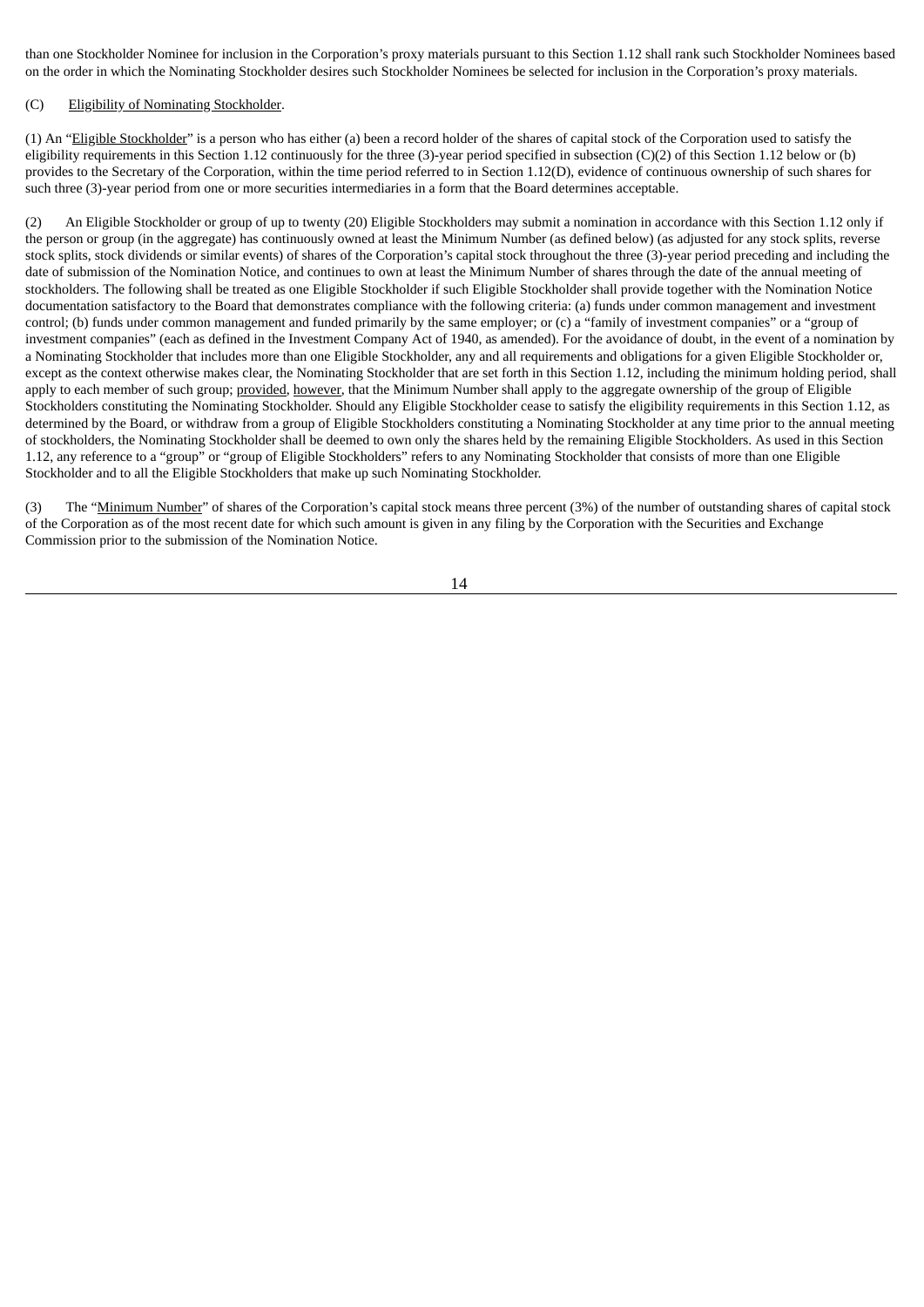than one Stockholder Nominee for inclusion in the Corporation's proxy materials pursuant to this Section 1.12 shall rank such Stockholder Nominees based on the order in which the Nominating Stockholder desires such Stockholder Nominees be selected for inclusion in the Corporation's proxy materials.

(C) Eligibility of Nominating Stockholder.

(1) An "Eligible Stockholder" is a person who has either (a) been a record holder of the shares of capital stock of the Corporation used to satisfy the eligibility requirements in this Section 1.12 continuously for the three (3)-year period specified in subsection (C)(2) of this Section 1.12 below or (b) provides to the Secretary of the Corporation, within the time period referred to in Section 1.12(D), evidence of continuous ownership of such shares for such three (3)-year period from one or more securities intermediaries in a form that the Board determines acceptable.

(2) An Eligible Stockholder or group of up to twenty (20) Eligible Stockholders may submit a nomination in accordance with this Section 1.12 only if the person or group (in the aggregate) has continuously owned at least the Minimum Number (as defined below) (as adjusted for any stock splits, reverse stock splits, stock dividends or similar events) of shares of the Corporation's capital stock throughout the three (3)-year period preceding and including the date of submission of the Nomination Notice, and continues to own at least the Minimum Number of shares through the date of the annual meeting of stockholders. The following shall be treated as one Eligible Stockholder if such Eligible Stockholder shall provide together with the Nomination Notice documentation satisfactory to the Board that demonstrates compliance with the following criteria: (a) funds under common management and investment control; (b) funds under common management and funded primarily by the same employer; or (c) a "family of investment companies" or a "group of investment companies" (each as defined in the Investment Company Act of 1940, as amended). For the avoidance of doubt, in the event of a nomination by a Nominating Stockholder that includes more than one Eligible Stockholder, any and all requirements and obligations for a given Eligible Stockholder or, except as the context otherwise makes clear, the Nominating Stockholder that are set forth in this Section 1.12, including the minimum holding period, shall apply to each member of such group; provided, however, that the Minimum Number shall apply to the aggregate ownership of the group of Eligible Stockholders constituting the Nominating Stockholder. Should any Eligible Stockholder cease to satisfy the eligibility requirements in this Section 1.12, as determined by the Board, or withdraw from a group of Eligible Stockholders constituting a Nominating Stockholder at any time prior to the annual meeting of stockholders, the Nominating Stockholder shall be deemed to own only the shares held by the remaining Eligible Stockholders. As used in this Section 1.12, any reference to a "group" or "group of Eligible Stockholders" refers to any Nominating Stockholder that consists of more than one Eligible Stockholder and to all the Eligible Stockholders that make up such Nominating Stockholder.

(3) The "Minimum Number" of shares of the Corporation's capital stock means three percent (3%) of the number of outstanding shares of capital stock of the Corporation as of the most recent date for which such amount is given in any filing by the Corporation with the Securities and Exchange Commission prior to the submission of the Nomination Notice.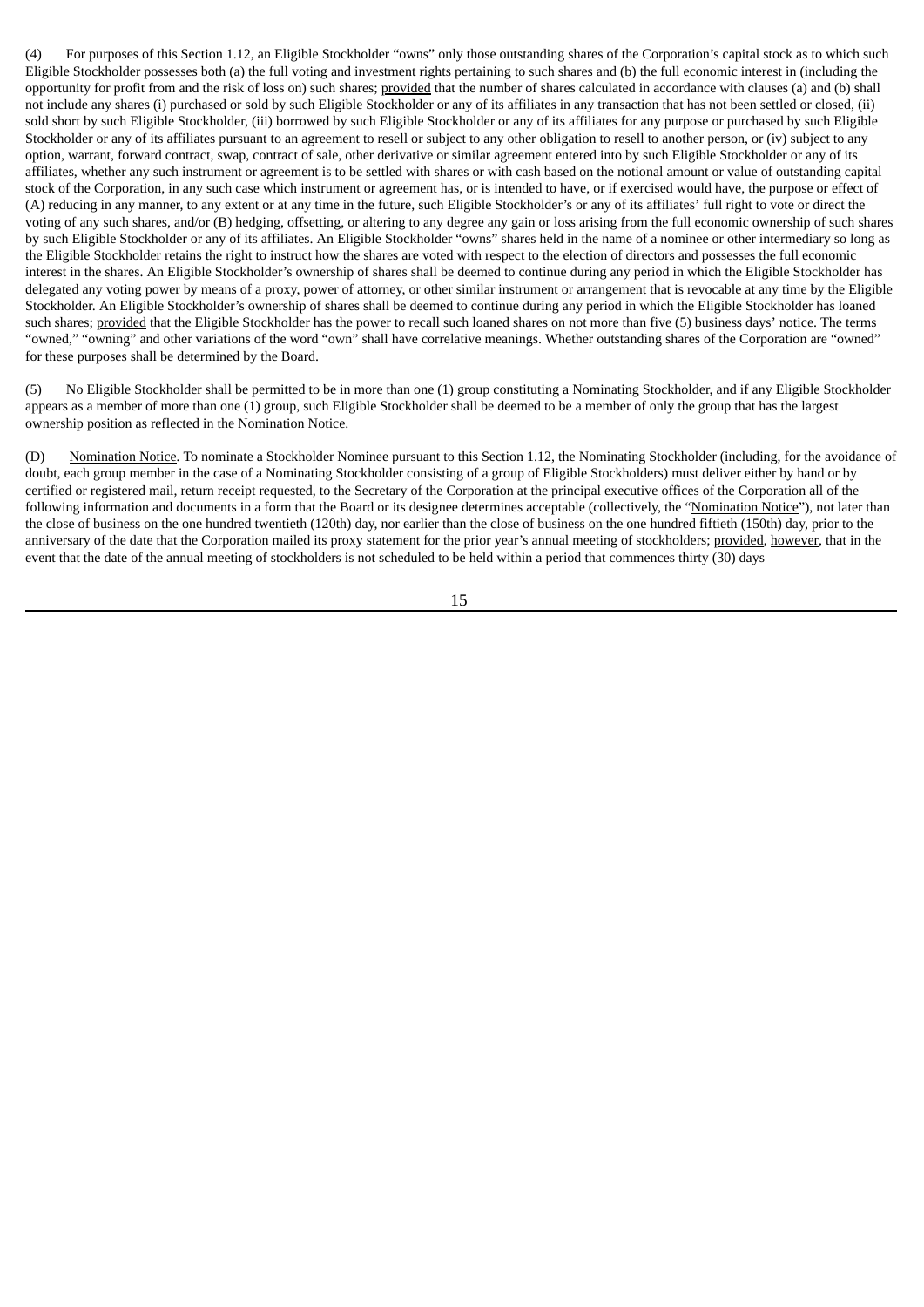(4) For purposes of this Section 1.12, an Eligible Stockholder "owns" only those outstanding shares of the Corporation's capital stock as to which such Eligible Stockholder possesses both (a) the full voting and investment rights pertaining to such shares and (b) the full economic interest in (including the opportunity for profit from and the risk of loss on) such shares; provided that the number of shares calculated in accordance with clauses (a) and (b) shall not include any shares (i) purchased or sold by such Eligible Stockholder or any of its affiliates in any transaction that has not been settled or closed, (ii) sold short by such Eligible Stockholder, (iii) borrowed by such Eligible Stockholder or any of its affiliates for any purpose or purchased by such Eligible Stockholder or any of its affiliates pursuant to an agreement to resell or subject to any other obligation to resell to another person, or (iv) subject to any option, warrant, forward contract, swap, contract of sale, other derivative or similar agreement entered into by such Eligible Stockholder or any of its affiliates, whether any such instrument or agreement is to be settled with shares or with cash based on the notional amount or value of outstanding capital stock of the Corporation, in any such case which instrument or agreement has, or is intended to have, or if exercised would have, the purpose or effect of (A) reducing in any manner, to any extent or at any time in the future, such Eligible Stockholder's or any of its affiliates' full right to vote or direct the voting of any such shares, and/or (B) hedging, offsetting, or altering to any degree any gain or loss arising from the full economic ownership of such shares by such Eligible Stockholder or any of its affiliates. An Eligible Stockholder "owns" shares held in the name of a nominee or other intermediary so long as the Eligible Stockholder retains the right to instruct how the shares are voted with respect to the election of directors and possesses the full economic interest in the shares. An Eligible Stockholder's ownership of shares shall be deemed to continue during any period in which the Eligible Stockholder has delegated any voting power by means of a proxy, power of attorney, or other similar instrument or arrangement that is revocable at any time by the Eligible Stockholder. An Eligible Stockholder's ownership of shares shall be deemed to continue during any period in which the Eligible Stockholder has loaned such shares; provided that the Eligible Stockholder has the power to recall such loaned shares on not more than five (5) business days' notice. The terms "owned," "owning" and other variations of the word "own" shall have correlative meanings. Whether outstanding shares of the Corporation are "owned" for these purposes shall be determined by the Board.

(5) No Eligible Stockholder shall be permitted to be in more than one (1) group constituting a Nominating Stockholder, and if any Eligible Stockholder appears as a member of more than one (1) group, such Eligible Stockholder shall be deemed to be a member of only the group that has the largest ownership position as reflected in the Nomination Notice.

(D) Nomination Notice. To nominate a Stockholder Nominee pursuant to this Section 1.12, the Nominating Stockholder (including, for the avoidance of doubt, each group member in the case of a Nominating Stockholder consisting of a group of Eligible Stockholders) must deliver either by hand or by certified or registered mail, return receipt requested, to the Secretary of the Corporation at the principal executive offices of the Corporation all of the following information and documents in a form that the Board or its designee determines acceptable (collectively, the "Nomination Notice"), not later than the close of business on the one hundred twentieth (120th) day, nor earlier than the close of business on the one hundred fiftieth (150th) day, prior to the anniversary of the date that the Corporation mailed its proxy statement for the prior year's annual meeting of stockholders; provided, however, that in the event that the date of the annual meeting of stockholders is not scheduled to be held within a period that commences thirty (30) days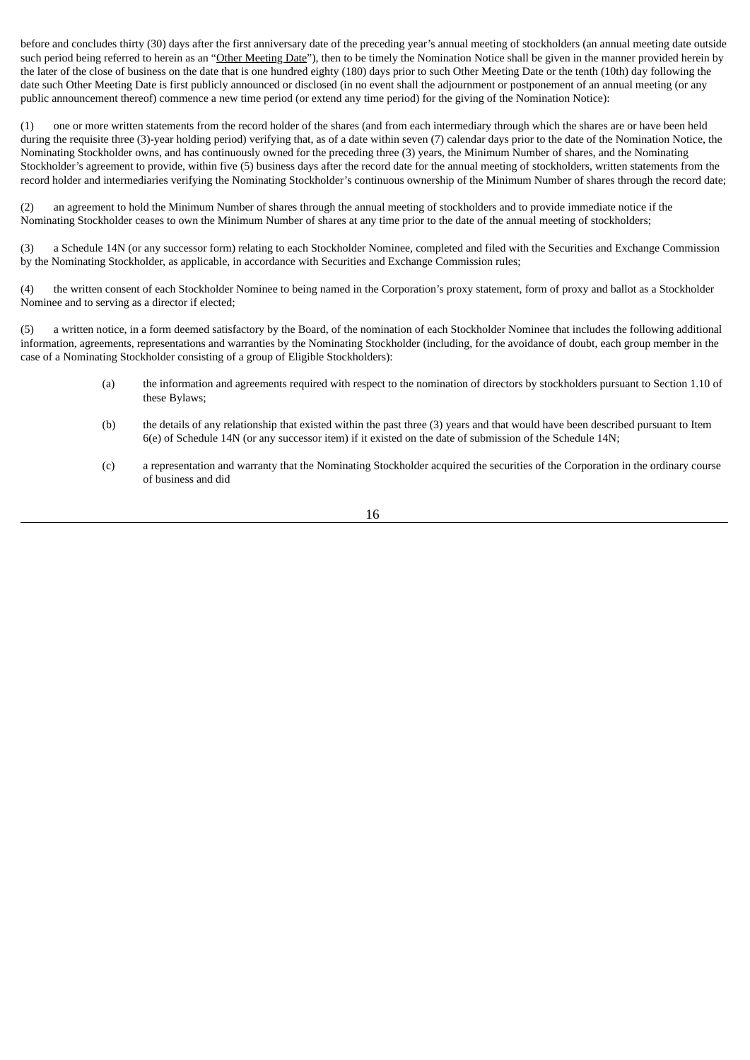before and concludes thirty (30) days after the first anniversary date of the preceding year's annual meeting of stockholders (an annual meeting date outside such period being referred to herein as an "Other Meeting Date"), then to be timely the Nomination Notice shall be given in the manner provided herein by the later of the close of business on the date that is one hundred eighty (180) days prior to such Other Meeting Date or the tenth (10th) day following the date such Other Meeting Date is first publicly announced or disclosed (in no event shall the adjournment or postponement of an annual meeting (or any public announcement thereof) commence a new time period (or extend any time period) for the giving of the Nomination Notice):

(1) one or more written statements from the record holder of the shares (and from each intermediary through which the shares are or have been held during the requisite three (3)-year holding period) verifying that, as of a date within seven (7) calendar days prior to the date of the Nomination Notice, the Nominating Stockholder owns, and has continuously owned for the preceding three (3) years, the Minimum Number of shares, and the Nominating Stockholder's agreement to provide, within five (5) business days after the record date for the annual meeting of stockholders, written statements from the record holder and intermediaries verifying the Nominating Stockholder's continuous ownership of the Minimum Number of shares through the record date;

(2) an agreement to hold the Minimum Number of shares through the annual meeting of stockholders and to provide immediate notice if the Nominating Stockholder ceases to own the Minimum Number of shares at any time prior to the date of the annual meeting of stockholders;

(3) a Schedule 14N (or any successor form) relating to each Stockholder Nominee, completed and filed with the Securities and Exchange Commission by the Nominating Stockholder, as applicable, in accordance with Securities and Exchange Commission rules;

(4) the written consent of each Stockholder Nominee to being named in the Corporation's proxy statement, form of proxy and ballot as a Stockholder Nominee and to serving as a director if elected;

(5) a written notice, in a form deemed satisfactory by the Board, of the nomination of each Stockholder Nominee that includes the following additional information, agreements, representations and warranties by the Nominating Stockholder (including, for the avoidance of doubt, each group member in the case of a Nominating Stockholder consisting of a group of Eligible Stockholders):

(a) the information and agreements required with respect to the nomination of directors by stockholders pursuant to Section 1.10 of these Bylaws;

(b) the details of any relationship that existed within the past three (3) years and that would have been described pursuant to Item 6(e) of Schedule 14N (or any successor item) if it existed on the date of submission of the Schedule 14N;

(c) a representation and warranty that the Nominating Stockholder acquired the securities of the Corporation in the ordinary course of business and did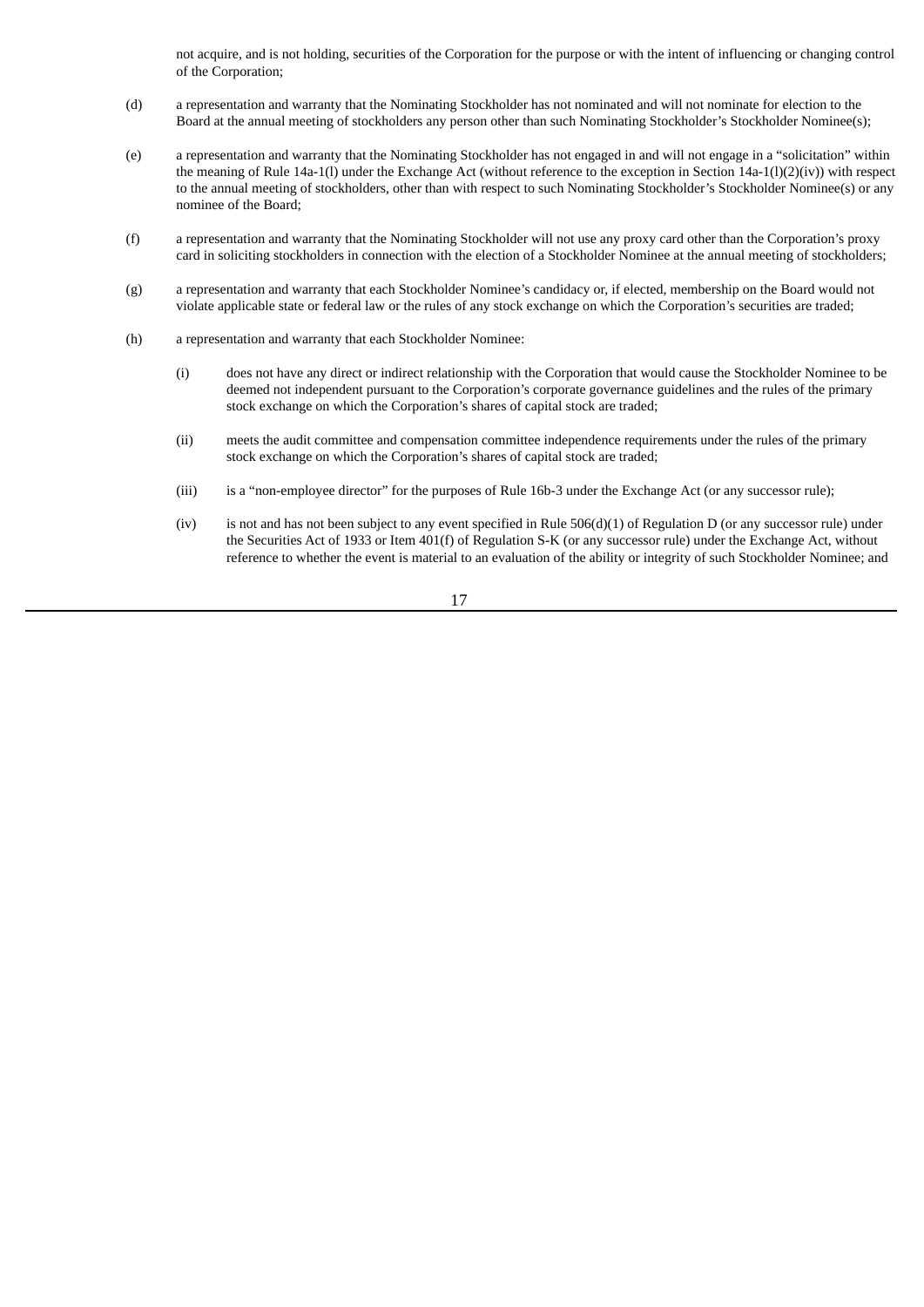not acquire, and is not holding, securities of the Corporation for the purpose or with the intent of influencing or changing control of the Corporation;

(d) a representation and warranty that the Nominating Stockholder has not nominated and will not nominate for election to the Board at the annual meeting of stockholders any person other than such Nominating Stockholder's Stockholder Nominee(s);

(e) a representation and warranty that the Nominating Stockholder has not engaged in and will not engage in a "solicitation" within the meaning of Rule 14a-1(l) under the Exchange Act (without reference to the exception in Section 14a-1(l)(2)(iv)) with respect to the annual meeting of stockholders, other than with respect to such Nominating Stockholder's Stockholder Nominee(s) or any nominee of the Board;

(f) a representation and warranty that the Nominating Stockholder will not use any proxy card other than the Corporation's proxy card in soliciting stockholders in connection with the election of a Stockholder Nominee at the annual meeting of stockholders;

(g) a representation and warranty that each Stockholder Nominee's candidacy or, if elected, membership on the Board would not violate applicable state or federal law or the rules of any stock exchange on which the Corporation's securities are traded;

(h) a representation and warranty that each Stockholder Nominee:

 (i) does not have any direct or indirect relationship with the Corporation that would cause the Stockholder Nominee to be deemed not independent pursuant to the Corporation's corporate governance guidelines and the rules of the primary stock exchange on which the Corporation's shares of capital stock are traded;

 (ii) meets the audit committee and compensation committee independence requirements under the rules of the primary stock exchange on which the Corporation's shares of capital stock are traded;

 (iii) is a "non-employee director" for the purposes of Rule 16b-3 under the Exchange Act (or any successor rule);

 (iv) is not and has not been subject to any event specified in Rule 506(d)(1) of Regulation D (or any successor rule) under the Securities Act of 1933 or Item 401(f) of Regulation S-K (or any successor rule) under the Exchange Act, without reference to whether the event is material to an evaluation of the ability or integrity of such Stockholder Nominee; and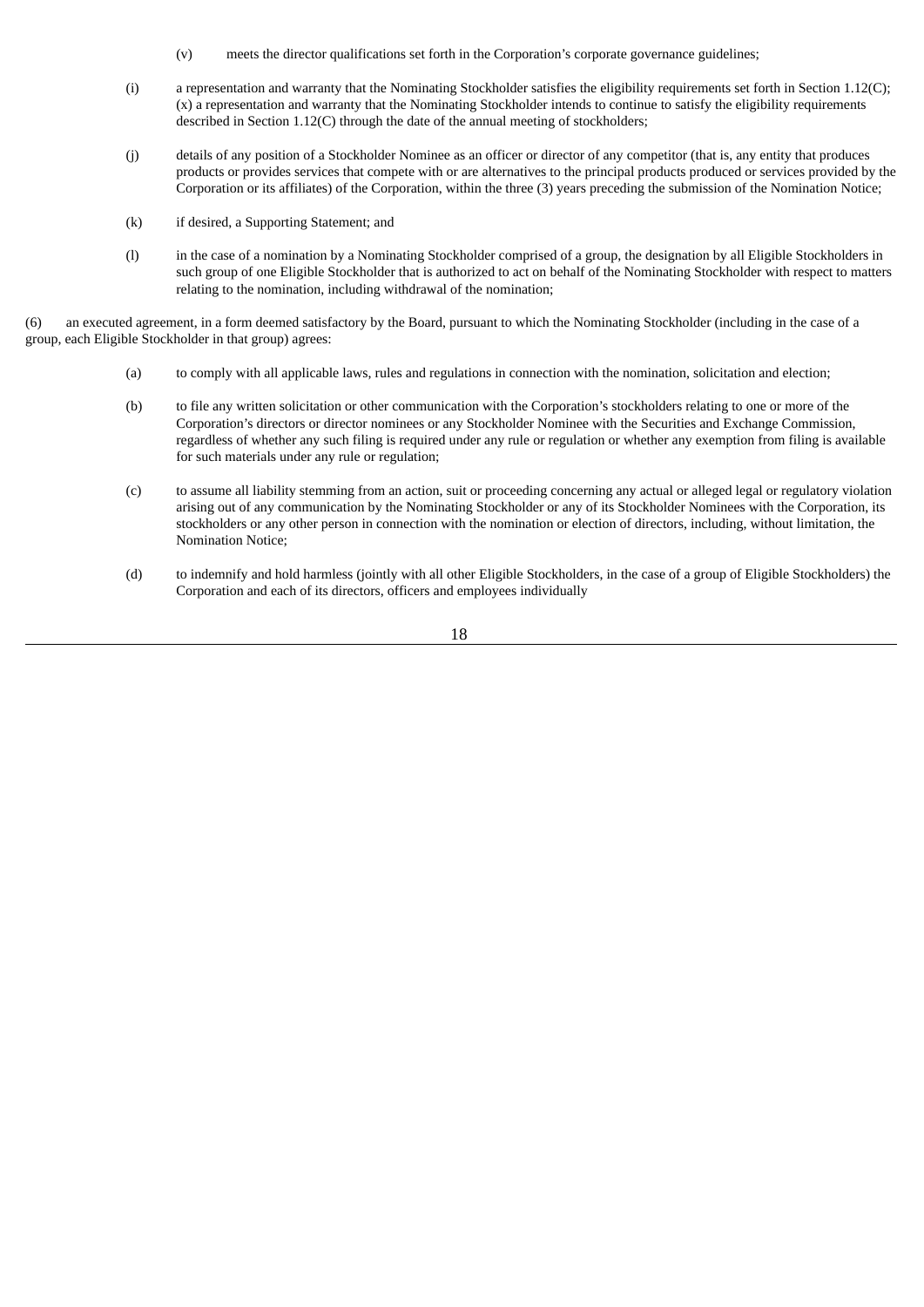(v) meets the director qualifications set forth in the Corporation's corporate governance guidelines;

(i) a representation and warranty that the Nominating Stockholder satisfies the eligibility requirements set forth in Section 1.12(C); (x) a representation and warranty that the Nominating Stockholder intends to continue to satisfy the eligibility requirements described in Section 1.12(C) through the date of the annual meeting of stockholders;

(j) details of any position of a Stockholder Nominee as an officer or director of any competitor (that is, any entity that produces products or provides services that compete with or are alternatives to the principal products produced or services provided by the Corporation or its affiliates) of the Corporation, within the three (3) years preceding the submission of the Nomination Notice;

(k) if desired, a Supporting Statement; and

(l) in the case of a nomination by a Nominating Stockholder comprised of a group, the designation by all Eligible Stockholders in such group of one Eligible Stockholder that is authorized to act on behalf of the Nominating Stockholder with respect to matters relating to the nomination, including withdrawal of the nomination;

(6) an executed agreement, in a form deemed satisfactory by the Board, pursuant to which the Nominating Stockholder (including in the case of a group, each Eligible Stockholder in that group) agrees:

(a) to comply with all applicable laws, rules and regulations in connection with the nomination, solicitation and election;

(b) to file any written solicitation or other communication with the Corporation's stockholders relating to one or more of the Corporation's directors or director nominees or any Stockholder Nominee with the Securities and Exchange Commission, regardless of whether any such filing is required under any rule or regulation or whether any exemption from filing is available for such materials under any rule or regulation;

(c) to assume all liability stemming from an action, suit or proceeding concerning any actual or alleged legal or regulatory violation arising out of any communication by the Nominating Stockholder or any of its Stockholder Nominees with the Corporation, its stockholders or any other person in connection with the nomination or election of directors, including, without limitation, the Nomination Notice;

(d) to indemnify and hold harmless (jointly with all other Eligible Stockholders, in the case of a group of Eligible Stockholders) the Corporation and each of its directors, officers and employees individually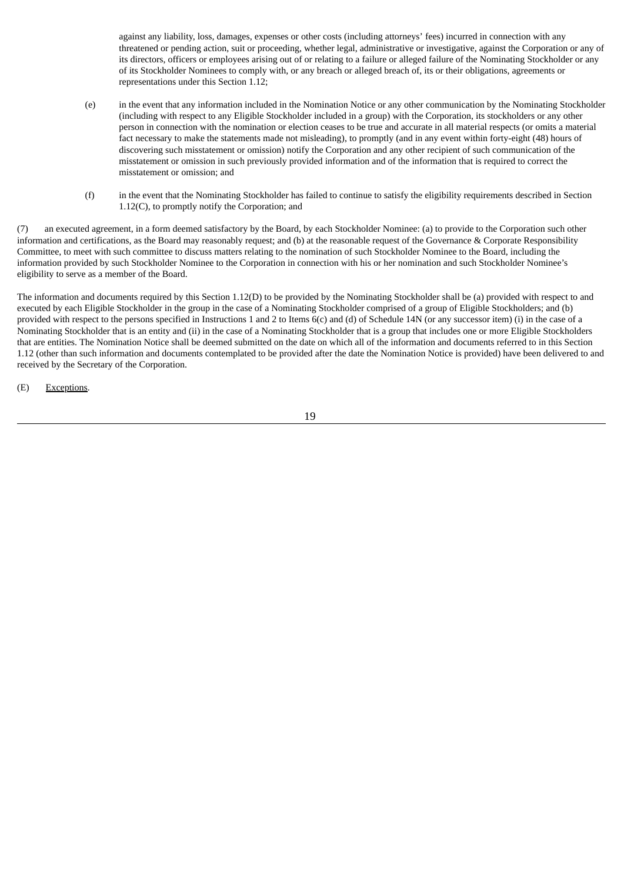against any liability, loss, damages, expenses or other costs (including attorneys' fees) incurred in connection with any threatened or pending action, suit or proceeding, whether legal, administrative or investigative, against the Corporation or any of its directors, officers or employees arising out of or relating to a failure or alleged failure of the Nominating Stockholder or any of its Stockholder Nominees to comply with, or any breach or alleged breach of, its or their obligations, agreements or representations under this Section 1.12;

(e) in the event that any information included in the Nomination Notice or any other communication by the Nominating Stockholder (including with respect to any Eligible Stockholder included in a group) with the Corporation, its stockholders or any other person in connection with the nomination or election ceases to be true and accurate in all material respects (or omits a material fact necessary to make the statements made not misleading), to promptly (and in any event within forty-eight (48) hours of discovering such misstatement or omission) notify the Corporation and any other recipient of such communication of the misstatement or omission in such previously provided information and of the information that is required to correct the misstatement or omission; and

(f) in the event that the Nominating Stockholder has failed to continue to satisfy the eligibility requirements described in Section 1.12(C), to promptly notify the Corporation; and

(7) an executed agreement, in a form deemed satisfactory by the Board, by each Stockholder Nominee: (a) to provide to the Corporation such other information and certifications, as the Board may reasonably request; and (b) at the reasonable request of the Governance & Corporate Responsibility Committee, to meet with such committee to discuss matters relating to the nomination of such Stockholder Nominee to the Board, including the information provided by such Stockholder Nominee to the Corporation in connection with his or her nomination and such Stockholder Nominee's eligibility to serve as a member of the Board.

The information and documents required by this Section 1.12(D) to be provided by the Nominating Stockholder shall be (a) provided with respect to and executed by each Eligible Stockholder in the group in the case of a Nominating Stockholder comprised of a group of Eligible Stockholders; and (b) provided with respect to the persons specified in Instructions 1 and 2 to Items 6(c) and (d) of Schedule 14N (or any successor item) (i) in the case of a Nominating Stockholder that is an entity and (ii) in the case of a Nominating Stockholder that is a group that includes one or more Eligible Stockholders that are entities. The Nomination Notice shall be deemed submitted on the date on which all of the information and documents referred to in this Section 1.12 (other than such information and documents contemplated to be provided after the date the Nomination Notice is provided) have been delivered to and received by the Secretary of the Corporation.

(E) Exceptions.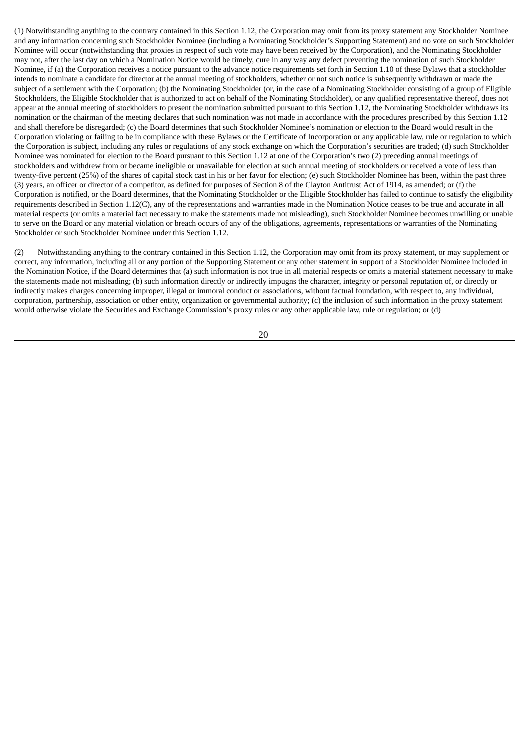(1) Notwithstanding anything to the contrary contained in this Section 1.12, the Corporation may omit from its proxy statement any Stockholder Nominee and any information concerning such Stockholder Nominee (including a Nominating Stockholder's Supporting Statement) and no vote on such Stockholder Nominee will occur (notwithstanding that proxies in respect of such vote may have been received by the Corporation), and the Nominating Stockholder may not, after the last day on which a Nomination Notice would be timely, cure in any way any defect preventing the nomination of such Stockholder Nominee, if (a) the Corporation receives a notice pursuant to the advance notice requirements set forth in Section 1.10 of these Bylaws that a stockholder intends to nominate a candidate for director at the annual meeting of stockholders, whether or not such notice is subsequently withdrawn or made the subject of a settlement with the Corporation; (b) the Nominating Stockholder (or, in the case of a Nominating Stockholder consisting of a group of Eligible Stockholders, the Eligible Stockholder that is authorized to act on behalf of the Nominating Stockholder), or any qualified representative thereof, does not appear at the annual meeting of stockholders to present the nomination submitted pursuant to this Section 1.12, the Nominating Stockholder withdraws its nomination or the chairman of the meeting declares that such nomination was not made in accordance with the procedures prescribed by this Section 1.12 and shall therefore be disregarded; (c) the Board determines that such Stockholder Nominee's nomination or election to the Board would result in the Corporation violating or failing to be in compliance with these Bylaws or the Certificate of Incorporation or any applicable law, rule or regulation to which the Corporation is subject, including any rules or regulations of any stock exchange on which the Corporation's securities are traded; (d) such Stockholder Nominee was nominated for election to the Board pursuant to this Section 1.12 at one of the Corporation's two (2) preceding annual meetings of stockholders and withdrew from or became ineligible or unavailable for election at such annual meeting of stockholders or received a vote of less than twenty-five percent (25%) of the shares of capital stock cast in his or her favor for election; (e) such Stockholder Nominee has been, within the past three (3) years, an officer or director of a competitor, as defined for purposes of Section 8 of the Clayton Antitrust Act of 1914, as amended; or (f) the Corporation is notified, or the Board determines, that the Nominating Stockholder or the Eligible Stockholder has failed to continue to satisfy the eligibility requirements described in Section 1.12(C), any of the representations and warranties made in the Nomination Notice ceases to be true and accurate in all material respects (or omits a material fact necessary to make the statements made not misleading), such Stockholder Nominee becomes unwilling or unable to serve on the Board or any material violation or breach occurs of any of the obligations, agreements, representations or warranties of the Nominating Stockholder or such Stockholder Nominee under this Section 1.12.

(2) Notwithstanding anything to the contrary contained in this Section 1.12, the Corporation may omit from its proxy statement, or may supplement or correct, any information, including all or any portion of the Supporting Statement or any other statement in support of a Stockholder Nominee included in the Nomination Notice, if the Board determines that (a) such information is not true in all material respects or omits a material statement necessary to make the statements made not misleading; (b) such information directly or indirectly impugns the character, integrity or personal reputation of, or directly or indirectly makes charges concerning improper, illegal or immoral conduct or associations, without factual foundation, with respect to, any individual, corporation, partnership, association or other entity, organization or governmental authority; (c) the inclusion of such information in the proxy statement would otherwise violate the Securities and Exchange Commission's proxy rules or any other applicable law, rule or regulation; or (d)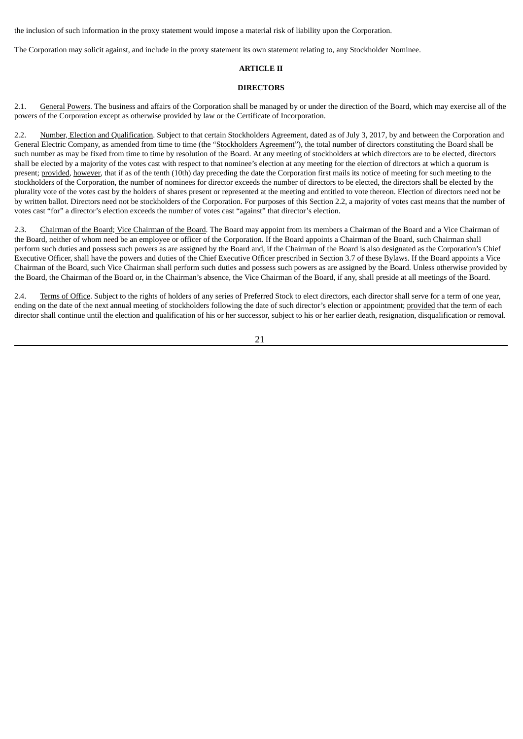the inclusion of such information in the proxy statement would impose a material risk of liability upon the Corporation.

The Corporation may solicit against, and include in the proxy statement its own statement relating to, any Stockholder Nominee.

## ARTICLE II

## DIRECTORS

2.1. General Powers. The business and affairs of the Corporation shall be managed by or under the direction of the Board, which may exercise all of the powers of the Corporation except as otherwise provided by law or the Certificate of Incorporation.

2.2. Number, Election and Qualification. Subject to that certain Stockholders Agreement, dated as of July 3, 2017, by and between the Corporation and General Electric Company, as amended from time to time (the "Stockholders Agreement"), the total number of directors constituting the Board shall be such number as may be fixed from time to time by resolution of the Board. At any meeting of stockholders at which directors are to be elected, directors shall be elected by a majority of the votes cast with respect to that nominee's election at any meeting for the election of directors at which a quorum is present; provided, however, that if as of the tenth (10th) day preceding the date the Corporation first mails its notice of meeting for such meeting to the stockholders of the Corporation, the number of nominees for director exceeds the number of directors to be elected, the directors shall be elected by the plurality vote of the votes cast by the holders of shares present or represented at the meeting and entitled to vote thereon. Election of directors need not be by written ballot. Directors need not be stockholders of the Corporation. For purposes of this Section 2.2, a majority of votes cast means that the number of votes cast "for" a director's election exceeds the number of votes cast "against" that director's election.

2.3. Chairman of the Board; Vice Chairman of the Board. The Board may appoint from its members a Chairman of the Board and a Vice Chairman of the Board, neither of whom need be an employee or officer of the Corporation. If the Board appoints a Chairman of the Board, such Chairman shall perform such duties and possess such powers as are assigned by the Board and, if the Chairman of the Board is also designated as the Corporation's Chief Executive Officer, shall have the powers and duties of the Chief Executive Officer prescribed in Section 3.7 of these Bylaws. If the Board appoints a Vice Chairman of the Board, such Vice Chairman shall perform such duties and possess such powers as are assigned by the Board. Unless otherwise provided by the Board, the Chairman of the Board or, in the Chairman's absence, the Vice Chairman of the Board, if any, shall preside at all meetings of the Board.

2.4. Terms of Office. Subject to the rights of holders of any series of Preferred Stock to elect directors, each director shall serve for a term of one year, ending on the date of the next annual meeting of stockholders following the date of such director's election or appointment; provided that the term of each director shall continue until the election and qualification of his or her successor, subject to his or her earlier death, resignation, disqualification or removal.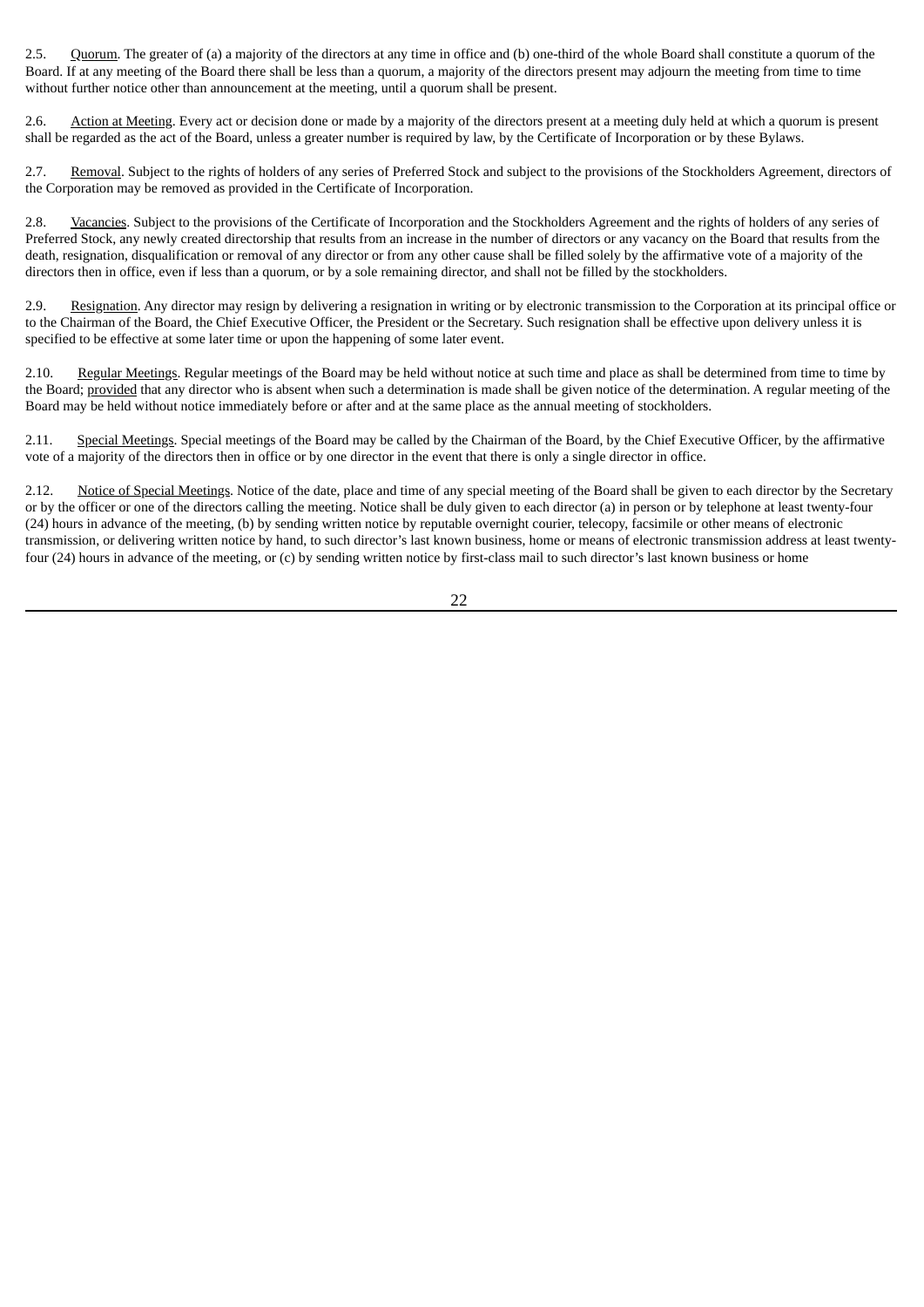2.5. Quorum. The greater of (a) a majority of the directors at any time in office and (b) one-third of the whole Board shall constitute a quorum of the Board. If at any meeting of the Board there shall be less than a quorum, a majority of the directors present may adjourn the meeting from time to time without further notice other than announcement at the meeting, until a quorum shall be present.

2.6. Action at Meeting. Every act or decision done or made by a majority of the directors present at a meeting duly held at which a quorum is present shall be regarded as the act of the Board, unless a greater number is required by law, by the Certificate of Incorporation or by these Bylaws.

2.7. Removal. Subject to the rights of holders of any series of Preferred Stock and subject to the provisions of the Stockholders Agreement, directors of the Corporation may be removed as provided in the Certificate of Incorporation.

2.8. Vacancies. Subject to the provisions of the Certificate of Incorporation and the Stockholders Agreement and the rights of holders of any series of Preferred Stock, any newly created directorship that results from an increase in the number of directors or any vacancy on the Board that results from the death, resignation, disqualification or removal of any director or from any other cause shall be filled solely by the affirmative vote of a majority of the directors then in office, even if less than a quorum, or by a sole remaining director, and shall not be filled by the stockholders.

2.9. Resignation. Any director may resign by delivering a resignation in writing or by electronic transmission to the Corporation at its principal office or to the Chairman of the Board, the Chief Executive Officer, the President or the Secretary. Such resignation shall be effective upon delivery unless it is specified to be effective at some later time or upon the happening of some later event.

2.10. Regular Meetings. Regular meetings of the Board may be held without notice at such time and place as shall be determined from time to time by the Board; provided that any director who is absent when such a determination is made shall be given notice of the determination. A regular meeting of the Board may be held without notice immediately before or after and at the same place as the annual meeting of stockholders.

2.11. Special Meetings. Special meetings of the Board may be called by the Chairman of the Board, by the Chief Executive Officer, by the affirmative vote of a majority of the directors then in office or by one director in the event that there is only a single director in office.

2.12. Notice of Special Meetings. Notice of the date, place and time of any special meeting of the Board shall be given to each director by the Secretary or by the officer or one of the directors calling the meeting. Notice shall be duly given to each director (a) in person or by telephone at least twenty-four (24) hours in advance of the meeting, (b) by sending written notice by reputable overnight courier, telecopy, facsimile or other means of electronic transmission, or delivering written notice by hand, to such director's last known business, home or means of electronic transmission address at least twenty-four (24) hours in advance of the meeting, or (c) by sending written notice by first-class mail to such director's last known business or home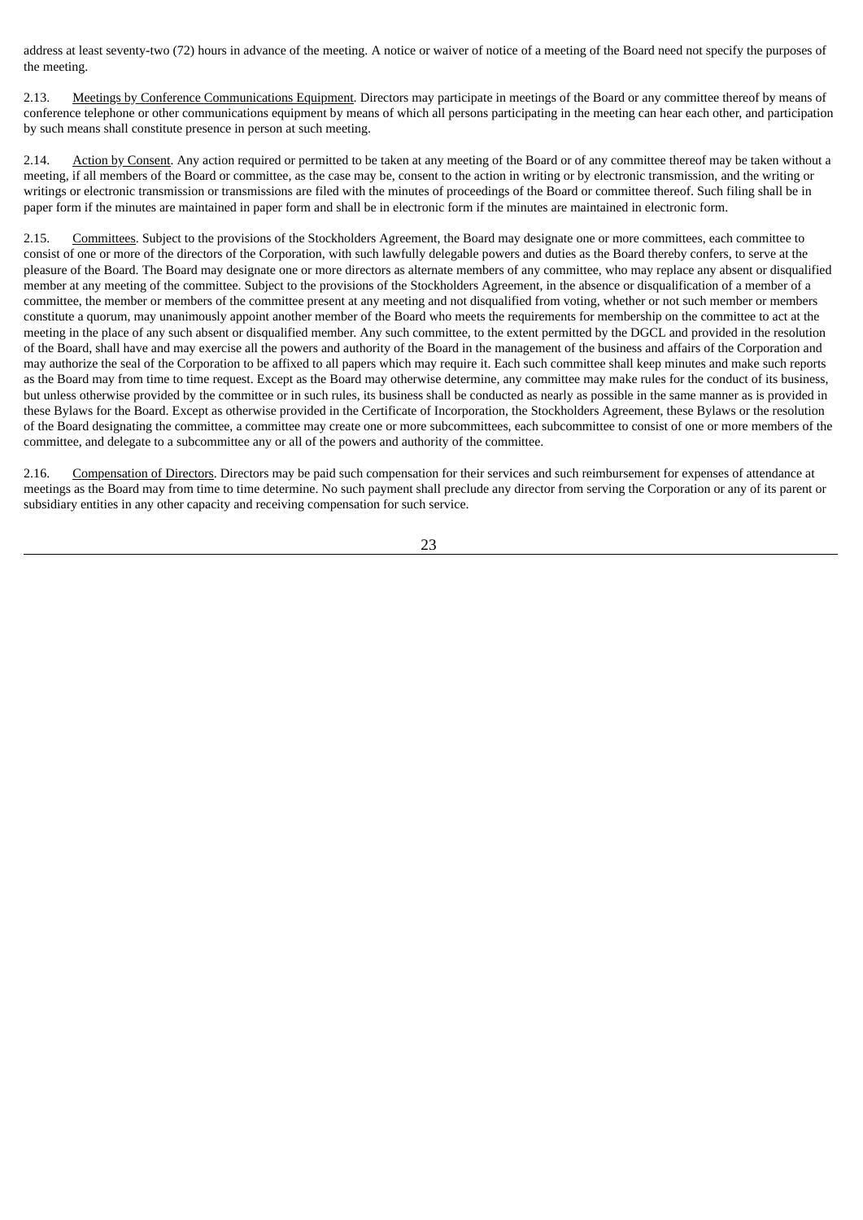address at least seventy-two (72) hours in advance of the meeting. A notice or waiver of notice of a meeting of the Board need not specify the purposes of the meeting.

2.13. Meetings by Conference Communications Equipment. Directors may participate in meetings of the Board or any committee thereof by means of conference telephone or other communications equipment by means of which all persons participating in the meeting can hear each other, and participation by such means shall constitute presence in person at such meeting.

2.14. Action by Consent. Any action required or permitted to be taken at any meeting of the Board or of any committee thereof may be taken without a meeting, if all members of the Board or committee, as the case may be, consent to the action in writing or by electronic transmission, and the writing or writings or electronic transmission or transmissions are filed with the minutes of proceedings of the Board or committee thereof. Such filing shall be in paper form if the minutes are maintained in paper form and shall be in electronic form if the minutes are maintained in electronic form.

2.15. Committees. Subject to the provisions of the Stockholders Agreement, the Board may designate one or more committees, each committee to consist of one or more of the directors of the Corporation, with such lawfully delegable powers and duties as the Board thereby confers, to serve at the pleasure of the Board. The Board may designate one or more directors as alternate members of any committee, who may replace any absent or disqualified member at any meeting of the committee. Subject to the provisions of the Stockholders Agreement, in the absence or disqualification of a member of a committee, the member or members of the committee present at any meeting and not disqualified from voting, whether or not such member or members constitute a quorum, may unanimously appoint another member of the Board who meets the requirements for membership on the committee to act at the meeting in the place of any such absent or disqualified member. Any such committee, to the extent permitted by the DGCL and provided in the resolution of the Board, shall have and may exercise all the powers and authority of the Board in the management of the business and affairs of the Corporation and may authorize the seal of the Corporation to be affixed to all papers which may require it. Each such committee shall keep minutes and make such reports as the Board may from time to time request. Except as the Board may otherwise determine, any committee may make rules for the conduct of its business, but unless otherwise provided by the committee or in such rules, its business shall be conducted as nearly as possible in the same manner as is provided in these Bylaws for the Board. Except as otherwise provided in the Certificate of Incorporation, the Stockholders Agreement, these Bylaws or the resolution of the Board designating the committee, a committee may create one or more subcommittees, each subcommittee to consist of one or more members of the committee, and delegate to a subcommittee any or all of the powers and authority of the committee.

2.16. Compensation of Directors. Directors may be paid such compensation for their services and such reimbursement for expenses of attendance at meetings as the Board may from time to time determine. No such payment shall preclude any director from serving the Corporation or any of its parent or subsidiary entities in any other capacity and receiving compensation for such service.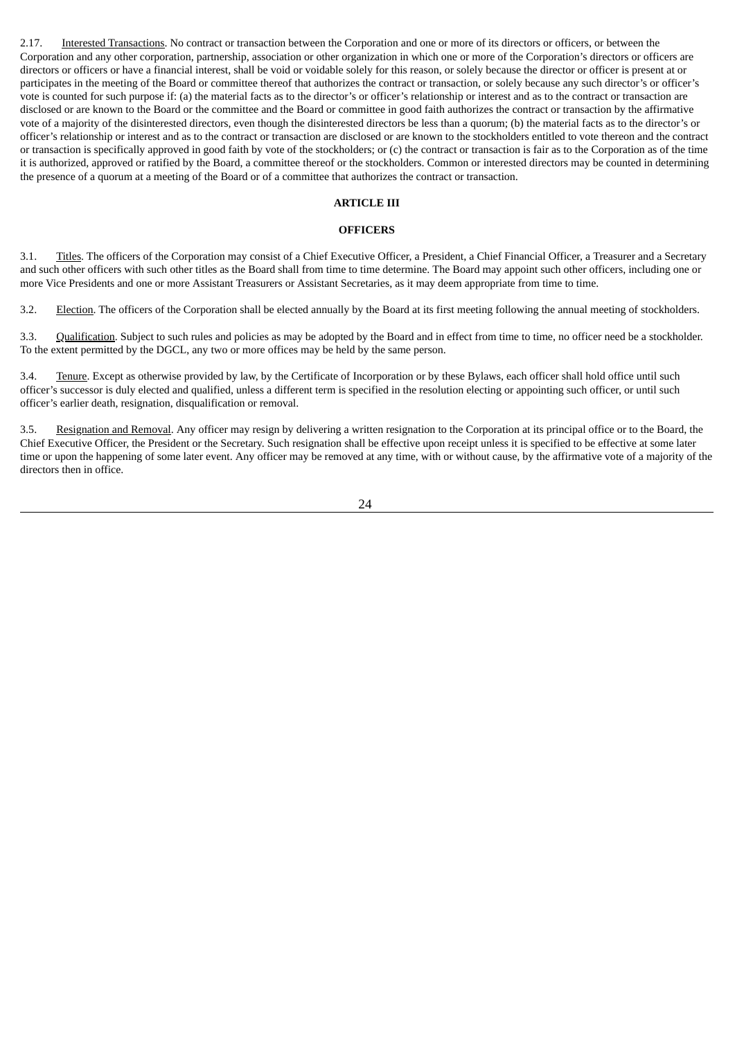2.17. Interested Transactions. No contract or transaction between the Corporation and one or more of its directors or officers, or between the Corporation and any other corporation, partnership, association or other organization in which one or more of the Corporation's directors or officers are directors or officers or have a financial interest, shall be void or voidable solely for this reason, or solely because the director or officer is present at or participates in the meeting of the Board or committee thereof that authorizes the contract or transaction, or solely because any such director's or officer's vote is counted for such purpose if: (a) the material facts as to the director's or officer's relationship or interest and as to the contract or transaction are disclosed or are known to the Board or the committee and the Board or committee in good faith authorizes the contract or transaction by the affirmative vote of a majority of the disinterested directors, even though the disinterested directors be less than a quorum; (b) the material facts as to the director's or officer's relationship or interest and as to the contract or transaction are disclosed or are known to the stockholders entitled to vote thereon and the contract or transaction is specifically approved in good faith by vote of the stockholders; or (c) the contract or transaction is fair as to the Corporation as of the time it is authorized, approved or ratified by the Board, a committee thereof or the stockholders. Common or interested directors may be counted in determining the presence of a quorum at a meeting of the Board or of a committee that authorizes the contract or transaction.

## ARTICLE III

## OFFICERS

3.1. Titles. The officers of the Corporation may consist of a Chief Executive Officer, a President, a Chief Financial Officer, a Treasurer and a Secretary and such other officers with such other titles as the Board shall from time to time determine. The Board may appoint such other officers, including one or more Vice Presidents and one or more Assistant Treasurers or Assistant Secretaries, as it may deem appropriate from time to time.

3.2. Election. The officers of the Corporation shall be elected annually by the Board at its first meeting following the annual meeting of stockholders.

3.3. Qualification. Subject to such rules and policies as may be adopted by the Board and in effect from time to time, no officer need be a stockholder. To the extent permitted by the DGCL, any two or more offices may be held by the same person.

3.4. Tenure. Except as otherwise provided by law, by the Certificate of Incorporation or by these Bylaws, each officer shall hold office until such officer's successor is duly elected and qualified, unless a different term is specified in the resolution electing or appointing such officer, or until such officer's earlier death, resignation, disqualification or removal.

3.5. Resignation and Removal. Any officer may resign by delivering a written resignation to the Corporation at its principal office or to the Board, the Chief Executive Officer, the President or the Secretary. Such resignation shall be effective upon receipt unless it is specified to be effective at some later time or upon the happening of some later event. Any officer may be removed at any time, with or without cause, by the affirmative vote of a majority of the directors then in office.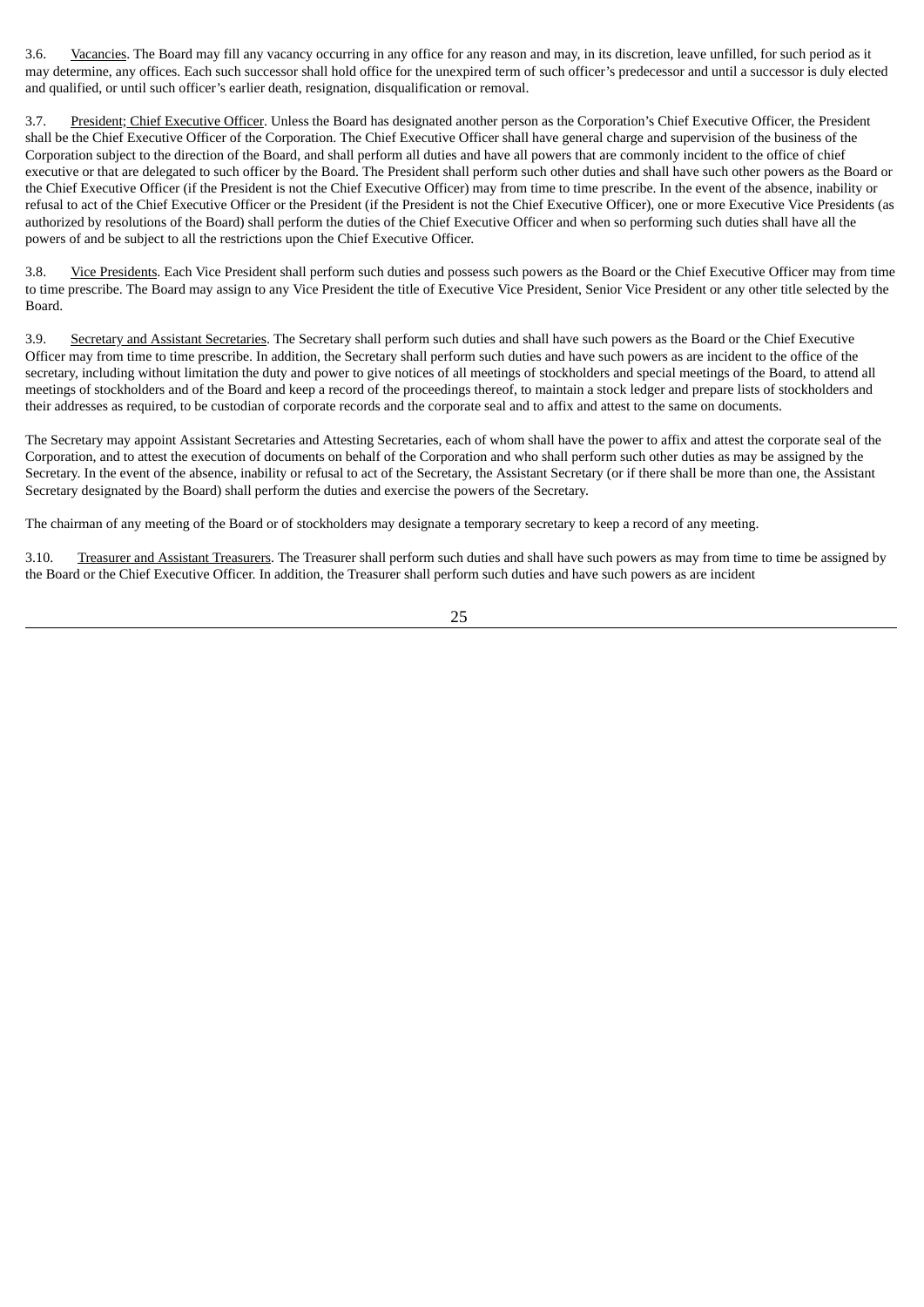3.6. Vacancies. The Board may fill any vacancy occurring in any office for any reason and may, in its discretion, leave unfilled, for such period as it may determine, any offices. Each such successor shall hold office for the unexpired term of such officer's predecessor and until a successor is duly elected and qualified, or until such officer's earlier death, resignation, disqualification or removal.

3.7. President; Chief Executive Officer. Unless the Board has designated another person as the Corporation's Chief Executive Officer, the President shall be the Chief Executive Officer of the Corporation. The Chief Executive Officer shall have general charge and supervision of the business of the Corporation subject to the direction of the Board, and shall perform all duties and have all powers that are commonly incident to the office of chief executive or that are delegated to such officer by the Board. The President shall perform such other duties and shall have such other powers as the Board or the Chief Executive Officer (if the President is not the Chief Executive Officer) may from time to time prescribe. In the event of the absence, inability or refusal to act of the Chief Executive Officer or the President (if the President is not the Chief Executive Officer), one or more Executive Vice Presidents (as authorized by resolutions of the Board) shall perform the duties of the Chief Executive Officer and when so performing such duties shall have all the powers of and be subject to all the restrictions upon the Chief Executive Officer.

3.8. Vice Presidents. Each Vice President shall perform such duties and possess such powers as the Board or the Chief Executive Officer may from time to time prescribe. The Board may assign to any Vice President the title of Executive Vice President, Senior Vice President or any other title selected by the Board.

3.9. Secretary and Assistant Secretaries. The Secretary shall perform such duties and shall have such powers as the Board or the Chief Executive Officer may from time to time prescribe. In addition, the Secretary shall perform such duties and have such powers as are incident to the office of the secretary, including without limitation the duty and power to give notices of all meetings of stockholders and special meetings of the Board, to attend all meetings of stockholders and of the Board and keep a record of the proceedings thereof, to maintain a stock ledger and prepare lists of stockholders and their addresses as required, to be custodian of corporate records and the corporate seal and to affix and attest to the same on documents.

The Secretary may appoint Assistant Secretaries and Attesting Secretaries, each of whom shall have the power to affix and attest the corporate seal of the Corporation, and to attest the execution of documents on behalf of the Corporation and who shall perform such other duties as may be assigned by the Secretary. In the event of the absence, inability or refusal to act of the Secretary, the Assistant Secretary (or if there shall be more than one, the Assistant Secretary designated by the Board) shall perform the duties and exercise the powers of the Secretary.

The chairman of any meeting of the Board or of stockholders may designate a temporary secretary to keep a record of any meeting.

3.10. Treasurer and Assistant Treasurers. The Treasurer shall perform such duties and shall have such powers as may from time to time be assigned by the Board or the Chief Executive Officer. In addition, the Treasurer shall perform such duties and have such powers as are incident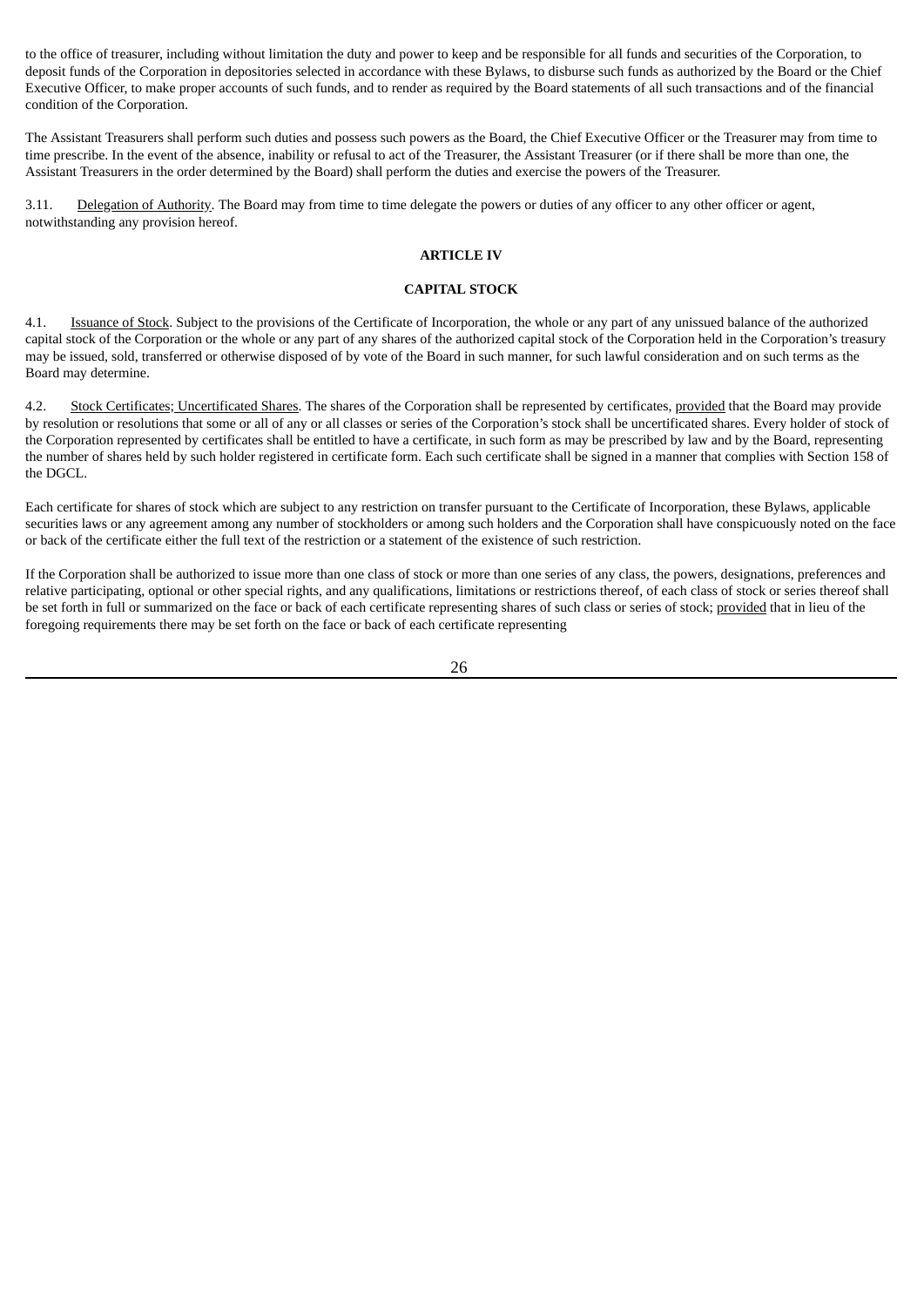to the office of treasurer, including without limitation the duty and power to keep and be responsible for all funds and securities of the Corporation, to deposit funds of the Corporation in depositories selected in accordance with these Bylaws, to disburse such funds as authorized by the Board or the Chief Executive Officer, to make proper accounts of such funds, and to render as required by the Board statements of all such transactions and of the financial condition of the Corporation.

The Assistant Treasurers shall perform such duties and possess such powers as the Board, the Chief Executive Officer or the Treasurer may from time to time prescribe. In the event of the absence, inability or refusal to act of the Treasurer, the Assistant Treasurer (or if there shall be more than one, the Assistant Treasurers in the order determined by the Board) shall perform the duties and exercise the powers of the Treasurer.

3.11. Delegation of Authority. The Board may from time to time delegate the powers or duties of any officer to any other officer or agent, notwithstanding any provision hereof.

## ARTICLE IV

## CAPITAL STOCK

4.1. Issuance of Stock. Subject to the provisions of the Certificate of Incorporation, the whole or any part of any unissued balance of the authorized capital stock of the Corporation or the whole or any part of any shares of the authorized capital stock of the Corporation held in the Corporation's treasury may be issued, sold, transferred or otherwise disposed of by vote of the Board in such manner, for such lawful consideration and on such terms as the Board may determine.

4.2. Stock Certificates; Uncertificated Shares. The shares of the Corporation shall be represented by certificates, provided that the Board may provide by resolution or resolutions that some or all of any or all classes or series of the Corporation's stock shall be uncertificated shares. Every holder of stock of the Corporation represented by certificates shall be entitled to have a certificate, in such form as may be prescribed by law and by the Board, representing the number of shares held by such holder registered in certificate form. Each such certificate shall be signed in a manner that complies with Section 158 of the DGCL.

Each certificate for shares of stock which are subject to any restriction on transfer pursuant to the Certificate of Incorporation, these Bylaws, applicable securities laws or any agreement among any number of stockholders or among such holders and the Corporation shall have conspicuously noted on the face or back of the certificate either the full text of the restriction or a statement of the existence of such restriction.

If the Corporation shall be authorized to issue more than one class of stock or more than one series of any class, the powers, designations, preferences and relative participating, optional or other special rights, and any qualifications, limitations or restrictions thereof, of each class of stock or series thereof shall be set forth in full or summarized on the face or back of each certificate representing shares of such class or series of stock; provided that in lieu of the foregoing requirements there may be set forth on the face or back of each certificate representing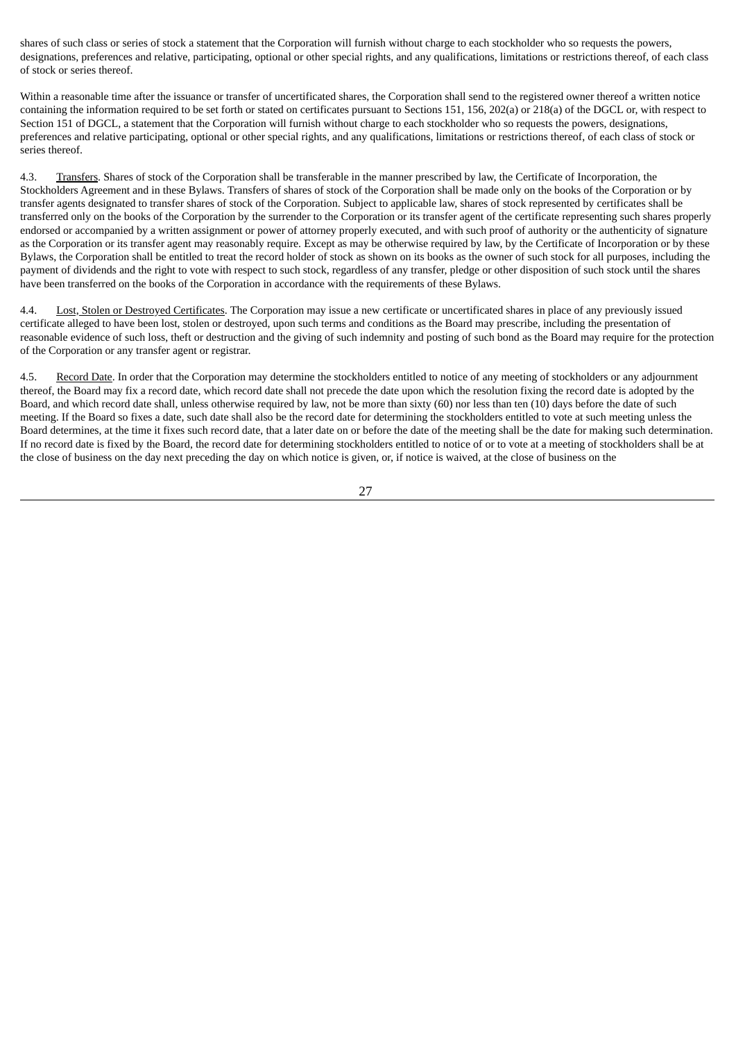shares of such class or series of stock a statement that the Corporation will furnish without charge to each stockholder who so requests the powers, designations, preferences and relative, participating, optional or other special rights, and any qualifications, limitations or restrictions thereof, of each class of stock or series thereof.

Within a reasonable time after the issuance or transfer of uncertificated shares, the Corporation shall send to the registered owner thereof a written notice containing the information required to be set forth or stated on certificates pursuant to Sections 151, 156, 202(a) or 218(a) of the DGCL or, with respect to Section 151 of DGCL, a statement that the Corporation will furnish without charge to each stockholder who so requests the powers, designations, preferences and relative participating, optional or other special rights, and any qualifications, limitations or restrictions thereof, of each class of stock or series thereof.

4.3. Transfers. Shares of stock of the Corporation shall be transferable in the manner prescribed by law, the Certificate of Incorporation, the Stockholders Agreement and in these Bylaws. Transfers of shares of stock of the Corporation shall be made only on the books of the Corporation or by transfer agents designated to transfer shares of stock of the Corporation. Subject to applicable law, shares of stock represented by certificates shall be transferred only on the books of the Corporation by the surrender to the Corporation or its transfer agent of the certificate representing such shares properly endorsed or accompanied by a written assignment or power of attorney properly executed, and with such proof of authority or the authenticity of signature as the Corporation or its transfer agent may reasonably require. Except as may be otherwise required by law, by the Certificate of Incorporation or by these Bylaws, the Corporation shall be entitled to treat the record holder of stock as shown on its books as the owner of such stock for all purposes, including the payment of dividends and the right to vote with respect to such stock, regardless of any transfer, pledge or other disposition of such stock until the shares have been transferred on the books of the Corporation in accordance with the requirements of these Bylaws.

4.4. Lost, Stolen or Destroyed Certificates. The Corporation may issue a new certificate or uncertificated shares in place of any previously issued certificate alleged to have been lost, stolen or destroyed, upon such terms and conditions as the Board may prescribe, including the presentation of reasonable evidence of such loss, theft or destruction and the giving of such indemnity and posting of such bond as the Board may require for the protection of the Corporation or any transfer agent or registrar.

4.5. Record Date. In order that the Corporation may determine the stockholders entitled to notice of any meeting of stockholders or any adjournment thereof, the Board may fix a record date, which record date shall not precede the date upon which the resolution fixing the record date is adopted by the Board, and which record date shall, unless otherwise required by law, not be more than sixty (60) nor less than ten (10) days before the date of such meeting. If the Board so fixes a date, such date shall also be the record date for determining the stockholders entitled to vote at such meeting unless the Board determines, at the time it fixes such record date, that a later date on or before the date of the meeting shall be the date for making such determination. If no record date is fixed by the Board, the record date for determining stockholders entitled to notice of or to vote at a meeting of stockholders shall be at the close of business on the day next preceding the day on which notice is given, or, if notice is waived, at the close of business on the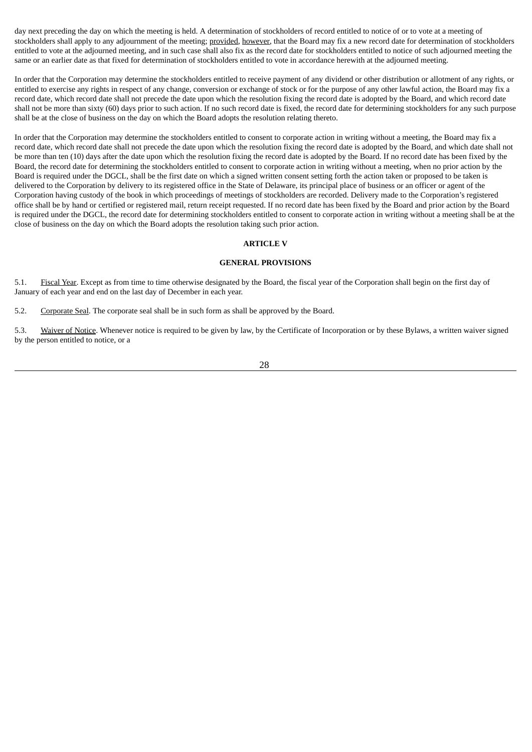day next preceding the day on which the meeting is held. A determination of stockholders of record entitled to notice of or to vote at a meeting of stockholders shall apply to any adjournment of the meeting; provided, however, that the Board may fix a new record date for determination of stockholders entitled to vote at the adjourned meeting, and in such case shall also fix as the record date for stockholders entitled to notice of such adjourned meeting the same or an earlier date as that fixed for determination of stockholders entitled to vote in accordance herewith at the adjourned meeting.

In order that the Corporation may determine the stockholders entitled to receive payment of any dividend or other distribution or allotment of any rights, or entitled to exercise any rights in respect of any change, conversion or exchange of stock or for the purpose of any other lawful action, the Board may fix a record date, which record date shall not precede the date upon which the resolution fixing the record date is adopted by the Board, and which record date shall not be more than sixty (60) days prior to such action. If no such record date is fixed, the record date for determining stockholders for any such purpose shall be at the close of business on the day on which the Board adopts the resolution relating thereto.

In order that the Corporation may determine the stockholders entitled to consent to corporate action in writing without a meeting, the Board may fix a record date, which record date shall not precede the date upon which the resolution fixing the record date is adopted by the Board, and which date shall not be more than ten (10) days after the date upon which the resolution fixing the record date is adopted by the Board. If no record date has been fixed by the Board, the record date for determining the stockholders entitled to consent to corporate action in writing without a meeting, when no prior action by the Board is required under the DGCL, shall be the first date on which a signed written consent setting forth the action taken or proposed to be taken is delivered to the Corporation by delivery to its registered office in the State of Delaware, its principal place of business or an officer or agent of the Corporation having custody of the book in which proceedings of meetings of stockholders are recorded. Delivery made to the Corporation's registered office shall be by hand or certified or registered mail, return receipt requested. If no record date has been fixed by the Board and prior action by the Board is required under the DGCL, the record date for determining stockholders entitled to consent to corporate action in writing without a meeting shall be at the close of business on the day on which the Board adopts the resolution taking such prior action.

**ARTICLE V**

**GENERAL PROVISIONS**

5.1. Fiscal Year. Except as from time to time otherwise designated by the Board, the fiscal year of the Corporation shall begin on the first day of January of each year and end on the last day of December in each year.

5.2. Corporate Seal. The corporate seal shall be in such form as shall be approved by the Board.

5.3. Waiver of Notice. Whenever notice is required to be given by law, by the Certificate of Incorporation or by these Bylaws, a written waiver signed by the person entitled to notice, or a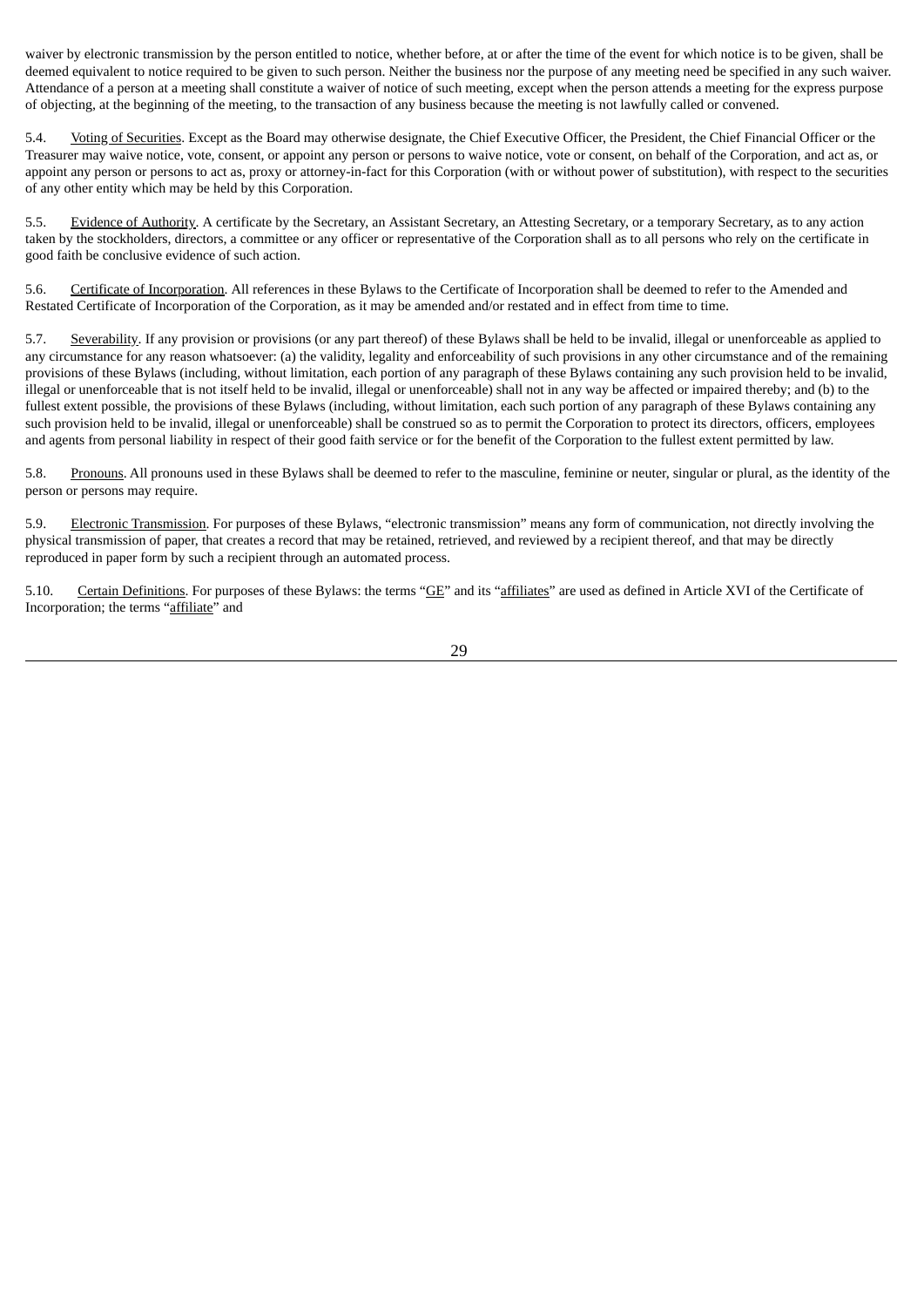waiver by electronic transmission by the person entitled to notice, whether before, at or after the time of the event for which notice is to be given, shall be deemed equivalent to notice required to be given to such person. Neither the business nor the purpose of any meeting need be specified in any such waiver. Attendance of a person at a meeting shall constitute a waiver of notice of such meeting, except when the person attends a meeting for the express purpose of objecting, at the beginning of the meeting, to the transaction of any business because the meeting is not lawfully called or convened.

5.4. Voting of Securities. Except as the Board may otherwise designate, the Chief Executive Officer, the President, the Chief Financial Officer or the Treasurer may waive notice, vote, consent, or appoint any person or persons to waive notice, vote or consent, on behalf of the Corporation, and act as, or appoint any person or persons to act as, proxy or attorney-in-fact for this Corporation (with or without power of substitution), with respect to the securities of any other entity which may be held by this Corporation.

5.5. Evidence of Authority. A certificate by the Secretary, an Assistant Secretary, an Attesting Secretary, or a temporary Secretary, as to any action taken by the stockholders, directors, a committee or any officer or representative of the Corporation shall as to all persons who rely on the certificate in good faith be conclusive evidence of such action.

5.6. Certificate of Incorporation. All references in these Bylaws to the Certificate of Incorporation shall be deemed to refer to the Amended and Restated Certificate of Incorporation of the Corporation, as it may be amended and/or restated and in effect from time to time.

5.7. Severability. If any provision or provisions (or any part thereof) of these Bylaws shall be held to be invalid, illegal or unenforceable as applied to any circumstance for any reason whatsoever: (a) the validity, legality and enforceability of such provisions in any other circumstance and of the remaining provisions of these Bylaws (including, without limitation, each portion of any paragraph of these Bylaws containing any such provision held to be invalid, illegal or unenforceable that is not itself held to be invalid, illegal or unenforceable) shall not in any way be affected or impaired thereby; and (b) to the fullest extent possible, the provisions of these Bylaws (including, without limitation, each such portion of any paragraph of these Bylaws containing any such provision held to be invalid, illegal or unenforceable) shall be construed so as to permit the Corporation to protect its directors, officers, employees and agents from personal liability in respect of their good faith service or for the benefit of the Corporation to the fullest extent permitted by law.

5.8. Pronouns. All pronouns used in these Bylaws shall be deemed to refer to the masculine, feminine or neuter, singular or plural, as the identity of the person or persons may require.

5.9. Electronic Transmission. For purposes of these Bylaws, "electronic transmission" means any form of communication, not directly involving the physical transmission of paper, that creates a record that may be retained, retrieved, and reviewed by a recipient thereof, and that may be directly reproduced in paper form by such a recipient through an automated process.

5.10. Certain Definitions. For purposes of these Bylaws: the terms "GE" and its "affiliates" are used as defined in Article XVI of the Certificate of Incorporation; the terms "affiliate" and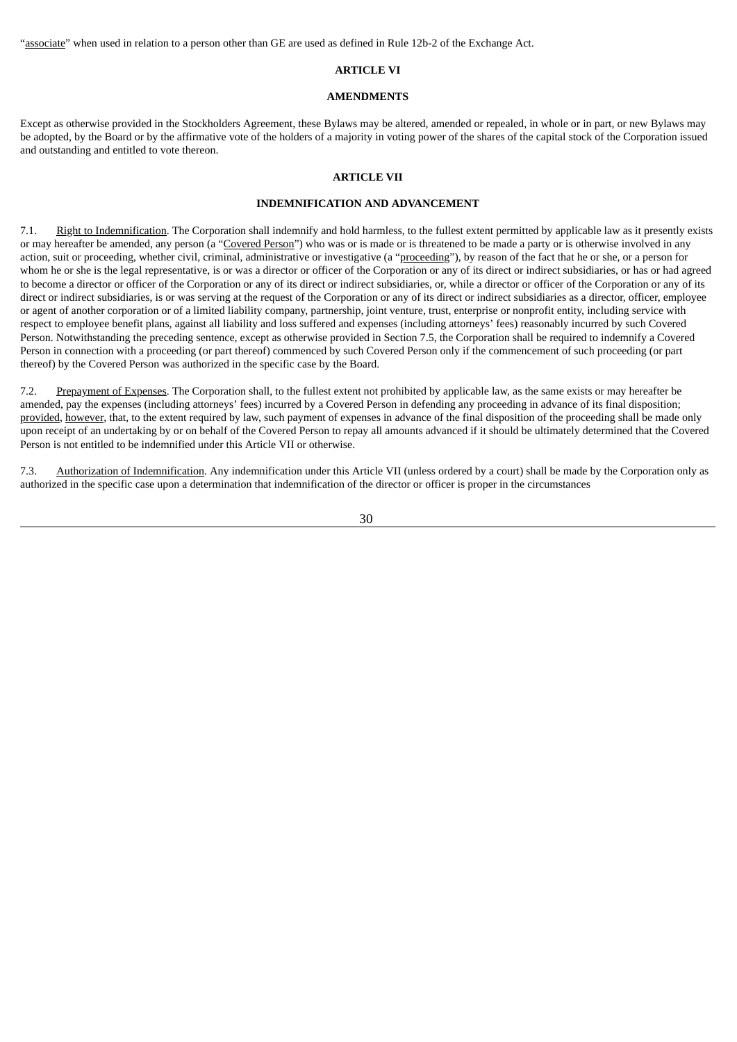"associate" when used in relation to a person other than GE are used as defined in Rule 12b-2 of the Exchange Act.

## ARTICLE VI

## AMENDMENTS

Except as otherwise provided in the Stockholders Agreement, these Bylaws may be altered, amended or repealed, in whole or in part, or new Bylaws may be adopted, by the Board or by the affirmative vote of the holders of a majority in voting power of the shares of the capital stock of the Corporation issued and outstanding and entitled to vote thereon.

## ARTICLE VII

## INDEMNIFICATION AND ADVANCEMENT

7.1. Right to Indemnification. The Corporation shall indemnify and hold harmless, to the fullest extent permitted by applicable law as it presently exists or may hereafter be amended, any person (a "Covered Person") who was or is made or is threatened to be made a party or is otherwise involved in any action, suit or proceeding, whether civil, criminal, administrative or investigative (a "proceeding"), by reason of the fact that he or she, or a person for whom he or she is the legal representative, is or was a director or officer of the Corporation or any of its direct or indirect subsidiaries, or has or had agreed to become a director or officer of the Corporation or any of its direct or indirect subsidiaries, or, while a director or officer of the Corporation or any of its direct or indirect subsidiaries, is or was serving at the request of the Corporation or any of its direct or indirect subsidiaries as a director, officer, employee or agent of another corporation or of a limited liability company, partnership, joint venture, trust, enterprise or nonprofit entity, including service with respect to employee benefit plans, against all liability and loss suffered and expenses (including attorneys' fees) reasonably incurred by such Covered Person. Notwithstanding the preceding sentence, except as otherwise provided in Section 7.5, the Corporation shall be required to indemnify a Covered Person in connection with a proceeding (or part thereof) commenced by such Covered Person only if the commencement of such proceeding (or part thereof) by the Covered Person was authorized in the specific case by the Board.

7.2. Prepayment of Expenses. The Corporation shall, to the fullest extent not prohibited by applicable law, as the same exists or may hereafter be amended, pay the expenses (including attorneys' fees) incurred by a Covered Person in defending any proceeding in advance of its final disposition; provided, however, that, to the extent required by law, such payment of expenses in advance of the final disposition of the proceeding shall be made only upon receipt of an undertaking by or on behalf of the Covered Person to repay all amounts advanced if it should be ultimately determined that the Covered Person is not entitled to be indemnified under this Article VII or otherwise.

7.3. Authorization of Indemnification. Any indemnification under this Article VII (unless ordered by a court) shall be made by the Corporation only as authorized in the specific case upon a determination that indemnification of the director or officer is proper in the circumstances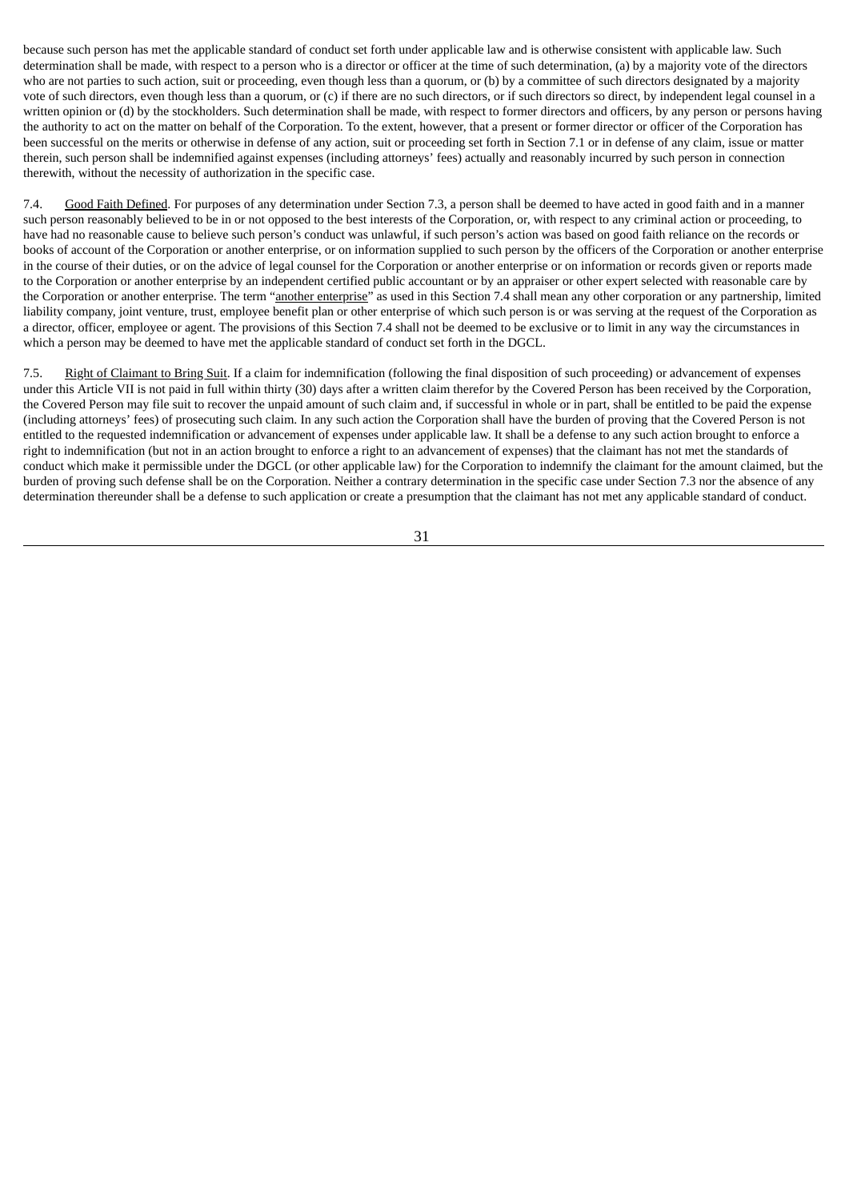because such person has met the applicable standard of conduct set forth under applicable law and is otherwise consistent with applicable law. Such determination shall be made, with respect to a person who is a director or officer at the time of such determination, (a) by a majority vote of the directors who are not parties to such action, suit or proceeding, even though less than a quorum, or (b) by a committee of such directors designated by a majority vote of such directors, even though less than a quorum, or (c) if there are no such directors, or if such directors so direct, by independent legal counsel in a written opinion or (d) by the stockholders. Such determination shall be made, with respect to former directors and officers, by any person or persons having the authority to act on the matter on behalf of the Corporation. To the extent, however, that a present or former director or officer of the Corporation has been successful on the merits or otherwise in defense of any action, suit or proceeding set forth in Section 7.1 or in defense of any claim, issue or matter therein, such person shall be indemnified against expenses (including attorneys' fees) actually and reasonably incurred by such person in connection therewith, without the necessity of authorization in the specific case.

7.4. Good Faith Defined. For purposes of any determination under Section 7.3, a person shall be deemed to have acted in good faith and in a manner such person reasonably believed to be in or not opposed to the best interests of the Corporation, or, with respect to any criminal action or proceeding, to have had no reasonable cause to believe such person's conduct was unlawful, if such person's action was based on good faith reliance on the records or books of account of the Corporation or another enterprise, or on information supplied to such person by the officers of the Corporation or another enterprise in the course of their duties, or on the advice of legal counsel for the Corporation or another enterprise or on information or records given or reports made to the Corporation or another enterprise by an independent certified public accountant or by an appraiser or other expert selected with reasonable care by the Corporation or another enterprise. The term "another enterprise" as used in this Section 7.4 shall mean any other corporation or any partnership, limited liability company, joint venture, trust, employee benefit plan or other enterprise of which such person is or was serving at the request of the Corporation as a director, officer, employee or agent. The provisions of this Section 7.4 shall not be deemed to be exclusive or to limit in any way the circumstances in which a person may be deemed to have met the applicable standard of conduct set forth in the DGCL.

7.5. Right of Claimant to Bring Suit. If a claim for indemnification (following the final disposition of such proceeding) or advancement of expenses under this Article VII is not paid in full within thirty (30) days after a written claim therefor by the Covered Person has been received by the Corporation, the Covered Person may file suit to recover the unpaid amount of such claim and, if successful in whole or in part, shall be entitled to be paid the expense (including attorneys' fees) of prosecuting such claim. In any such action the Corporation shall have the burden of proving that the Covered Person is not entitled to the requested indemnification or advancement of expenses under applicable law. It shall be a defense to any such action brought to enforce a right to indemnification (but not in an action brought to enforce a right to an advancement of expenses) that the claimant has not met the standards of conduct which make it permissible under the DGCL (or other applicable law) for the Corporation to indemnify the claimant for the amount claimed, but the burden of proving such defense shall be on the Corporation. Neither a contrary determination in the specific case under Section 7.3 nor the absence of any determination thereunder shall be a defense to such application or create a presumption that the claimant has not met any applicable standard of conduct.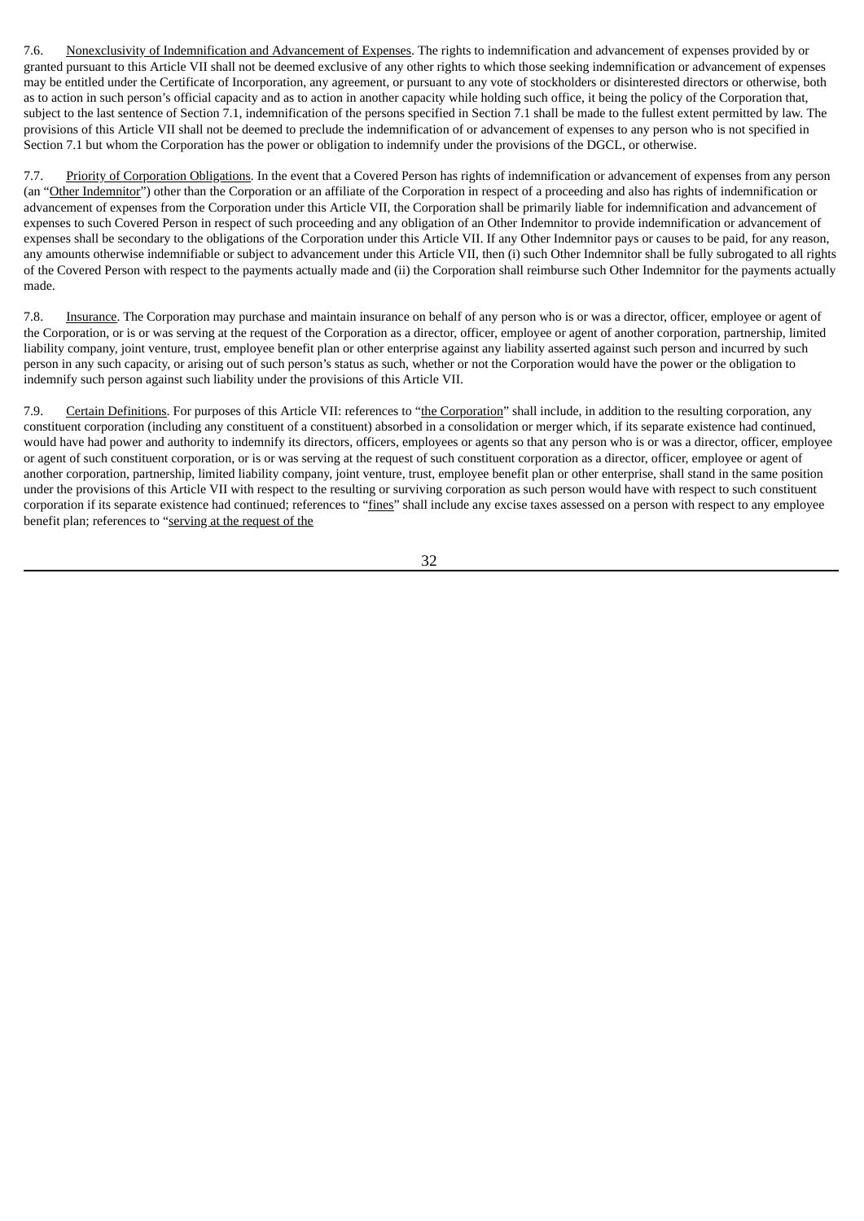7.6. Nonexclusivity of Indemnification and Advancement of Expenses. The rights to indemnification and advancement of expenses provided by or granted pursuant to this Article VII shall not be deemed exclusive of any other rights to which those seeking indemnification or advancement of expenses may be entitled under the Certificate of Incorporation, any agreement, or pursuant to any vote of stockholders or disinterested directors or otherwise, both as to action in such person's official capacity and as to action in another capacity while holding such office, it being the policy of the Corporation that, subject to the last sentence of Section 7.1, indemnification of the persons specified in Section 7.1 shall be made to the fullest extent permitted by law. The provisions of this Article VII shall not be deemed to preclude the indemnification of or advancement of expenses to any person who is not specified in Section 7.1 but whom the Corporation has the power or obligation to indemnify under the provisions of the DGCL, or otherwise.

7.7. Priority of Corporation Obligations. In the event that a Covered Person has rights of indemnification or advancement of expenses from any person (an "Other Indemnitor") other than the Corporation or an affiliate of the Corporation in respect of a proceeding and also has rights of indemnification or advancement of expenses from the Corporation under this Article VII, the Corporation shall be primarily liable for indemnification and advancement of expenses to such Covered Person in respect of such proceeding and any obligation of an Other Indemnitor to provide indemnification or advancement of expenses shall be secondary to the obligations of the Corporation under this Article VII. If any Other Indemnitor pays or causes to be paid, for any reason, any amounts otherwise indemnifiable or subject to advancement under this Article VII, then (i) such Other Indemnitor shall be fully subrogated to all rights of the Covered Person with respect to the payments actually made and (ii) the Corporation shall reimburse such Other Indemnitor for the payments actually made.

7.8. Insurance. The Corporation may purchase and maintain insurance on behalf of any person who is or was a director, officer, employee or agent of the Corporation, or is or was serving at the request of the Corporation as a director, officer, employee or agent of another corporation, partnership, limited liability company, joint venture, trust, employee benefit plan or other enterprise against any liability asserted against such person and incurred by such person in any such capacity, or arising out of such person's status as such, whether or not the Corporation would have the power or the obligation to indemnify such person against such liability under the provisions of this Article VII.

7.9. Certain Definitions. For purposes of this Article VII: references to "the Corporation" shall include, in addition to the resulting corporation, any constituent corporation (including any constituent of a constituent) absorbed in a consolidation or merger which, if its separate existence had continued, would have had power and authority to indemnify its directors, officers, employees or agents so that any person who is or was a director, officer, employee or agent of such constituent corporation, or is or was serving at the request of such constituent corporation as a director, officer, employee or agent of another corporation, partnership, limited liability company, joint venture, trust, employee benefit plan or other enterprise, shall stand in the same position under the provisions of this Article VII with respect to the resulting or surviving corporation as such person would have with respect to such constituent corporation if its separate existence had continued; references to "fines" shall include any excise taxes assessed on a person with respect to any employee benefit plan; references to "serving at the request of the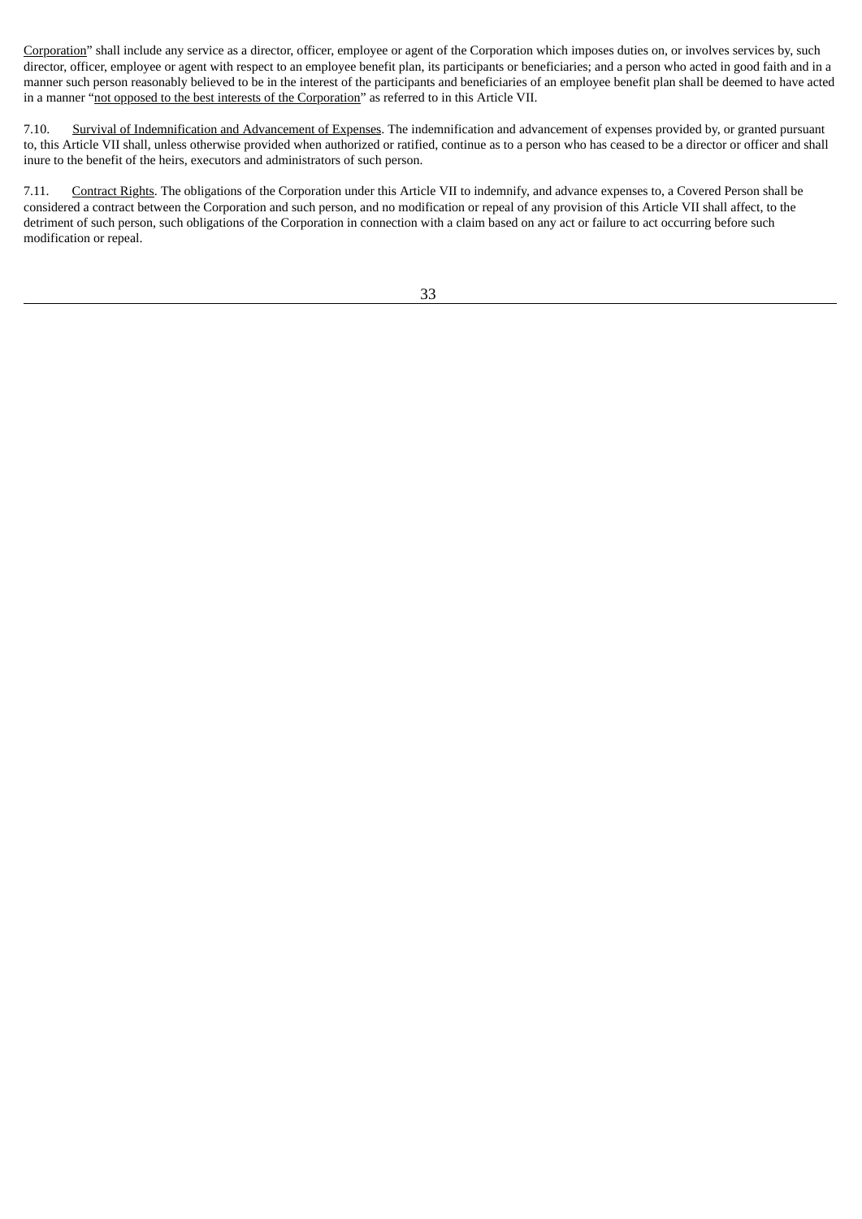Corporation" shall include any service as a director, officer, employee or agent of the Corporation which imposes duties on, or involves services by, such director, officer, employee or agent with respect to an employee benefit plan, its participants or beneficiaries; and a person who acted in good faith and in a manner such person reasonably believed to be in the interest of the participants and beneficiaries of an employee benefit plan shall be deemed to have acted in a manner "not opposed to the best interests of the Corporation" as referred to in this Article VII.

7.10. Survival of Indemnification and Advancement of Expenses. The indemnification and advancement of expenses provided by, or granted pursuant to, this Article VII shall, unless otherwise provided when authorized or ratified, continue as to a person who has ceased to be a director or officer and shall inure to the benefit of the heirs, executors and administrators of such person.

7.11. Contract Rights. The obligations of the Corporation under this Article VII to indemnify, and advance expenses to, a Covered Person shall be considered a contract between the Corporation and such person, and no modification or repeal of any provision of this Article VII shall affect, to the detriment of such person, such obligations of the Corporation in connection with a claim based on any act or failure to act occurring before such modification or repeal.